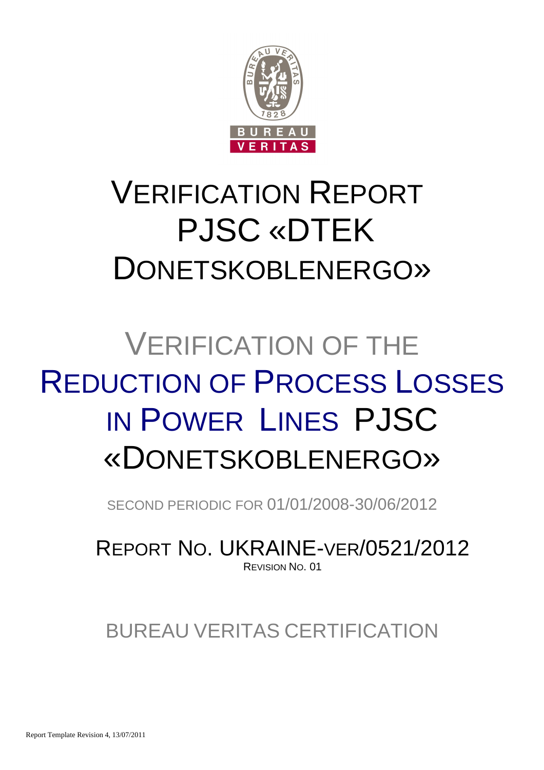# VERIFICATION REPORT PJSC «DTEK DONETSKOBLENERGO»

# VERIFICATION OF THE REDUCTION OF PROCESS LOSSES IN POWER LINES PJSC «DONETSKOBLENERGO»

SECOND PERIODIC FOR 01/01/2008-30/06/2012

## REPORT NO. UKRAINE-VER/0521/2012

REVISION NO. 01

BUREAU VERITAS CERTIFICATION

Report Template Revision 4, 13/07/2011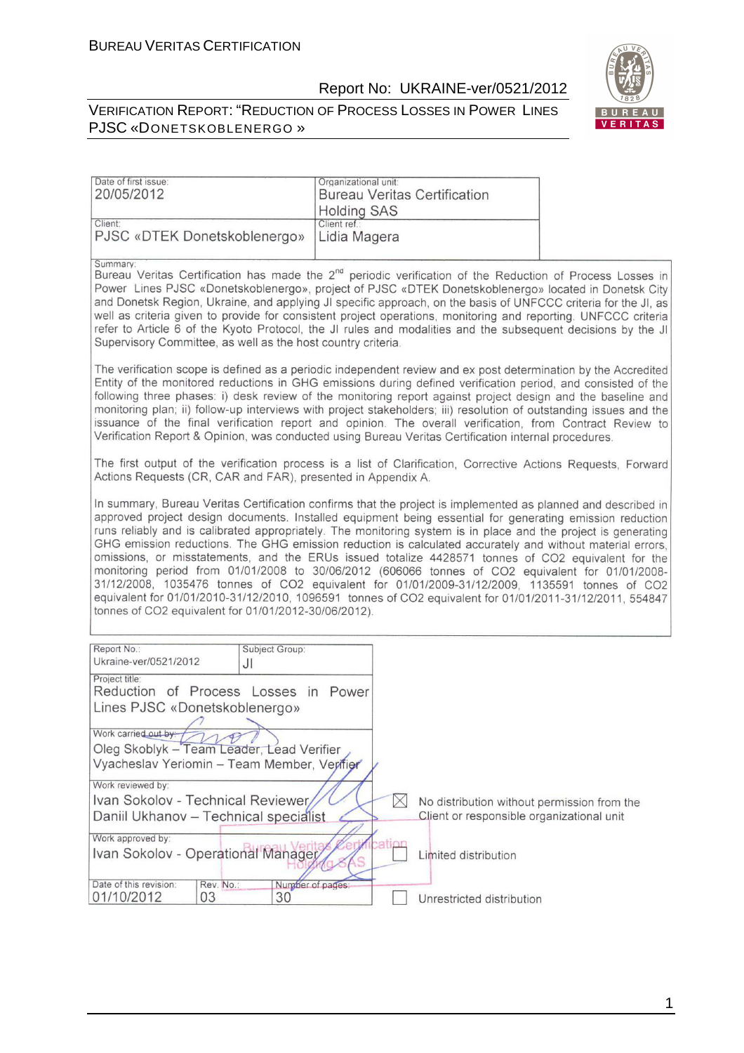| Date of first issue: | Organizational unit: |
|---|---|
| 20/05/2012 | Bureau Veritas Certification Holding SAS |
| Client: PJSC «DTEK Donetskoblenergo» | Client ref.: Lidia Magera |

Summary:

Bureau Veritas Certification has made the 2nd periodic verification of the Reduction of Process Losses in Power Lines PJSC «Donetskoblenergo», project of PJSC «DTEK Donetskoblenergo» located in Donetsk City and Donetsk Region, Ukraine, and applying JI specific approach, on the basis of UNFCCC criteria for the JI, as well as criteria given to provide for consistent project operations, monitoring and reporting. UNFCCC criteria refer to Article 6 of the Kyoto Protocol, the JI rules and modalities and the subsequent decisions by the JI Supervisory Committee, as well as the host country criteria.

The verification scope is defined as a periodic independent review and ex post determination by the Accredited Entity of the monitored reductions in GHG emissions during defined verification period, and consisted of the following three phases: i) desk review of the monitoring report against project design and the baseline and monitoring plan; ii) follow-up interviews with project stakeholders; iii) resolution of outstanding issues and the issuance of the final verification report and opinion. The overall verification, from Contract Review to Verification Report & Opinion, was conducted using Bureau Veritas Certification internal procedures.

The first output of the verification process is a list of Clarification, Corrective Actions Requests, Forward Actions Requests (CR, CAR and FAR), presented in Appendix A.

In summary, Bureau Veritas Certification confirms that the project is implemented as planned and described in approved project design documents. Installed equipment being essential for generating emission reduction runs reliably and is calibrated appropriately. The monitoring system is in place and the project is generating GHG emission reductions. The GHG emission reduction is calculated accurately and without material errors, omissions, or misstatements, and the ERUs issued totalize 4428571 tonnes of CO2 equivalent for the monitoring period from 01/01/2008 to 30/06/2012 (606066 tonnes of CO2 equivalent for 01/01/2008-31/12/2008, 1035476 tonnes of CO2 equivalent for 01/01/2009-31/12/2009, 1135591 tonnes of CO2 equivalent for 01/01/2010-31/12/2010, 1096591 tonnes of CO2 equivalent for 01/01/2011-31/12/2011, 554847 tonnes of CO2 equivalent for 01/01/2012-30/06/2012).

| Report No.: Ukraine-ver/0521/2012 | Subject Group: JI | |
|---|---|---|
| Project title: Reduction of Process Losses in Power Lines PJSC «Donetskoblenergo» | | |
| Work carried out by: Oleg Skoblyk – Team Leader, Lead Verifier; Vyacheslav Yeriomin – Team Member, Verifier | | |
| Work reviewed by: Ivan Sokolov - Technical Reviewer; Daniil Ukhanov – Technical specialist | | ☒ No distribution without permission from the Client or responsible organizational unit |
| Work approved by: Ivan Sokolov - Operational Manager | | ☐ Limited distribution |
| Date of this revision: 01/10/2012 | Rev. No.: 03 / Number of pages: 30 | ☐ Unrestricted distribution |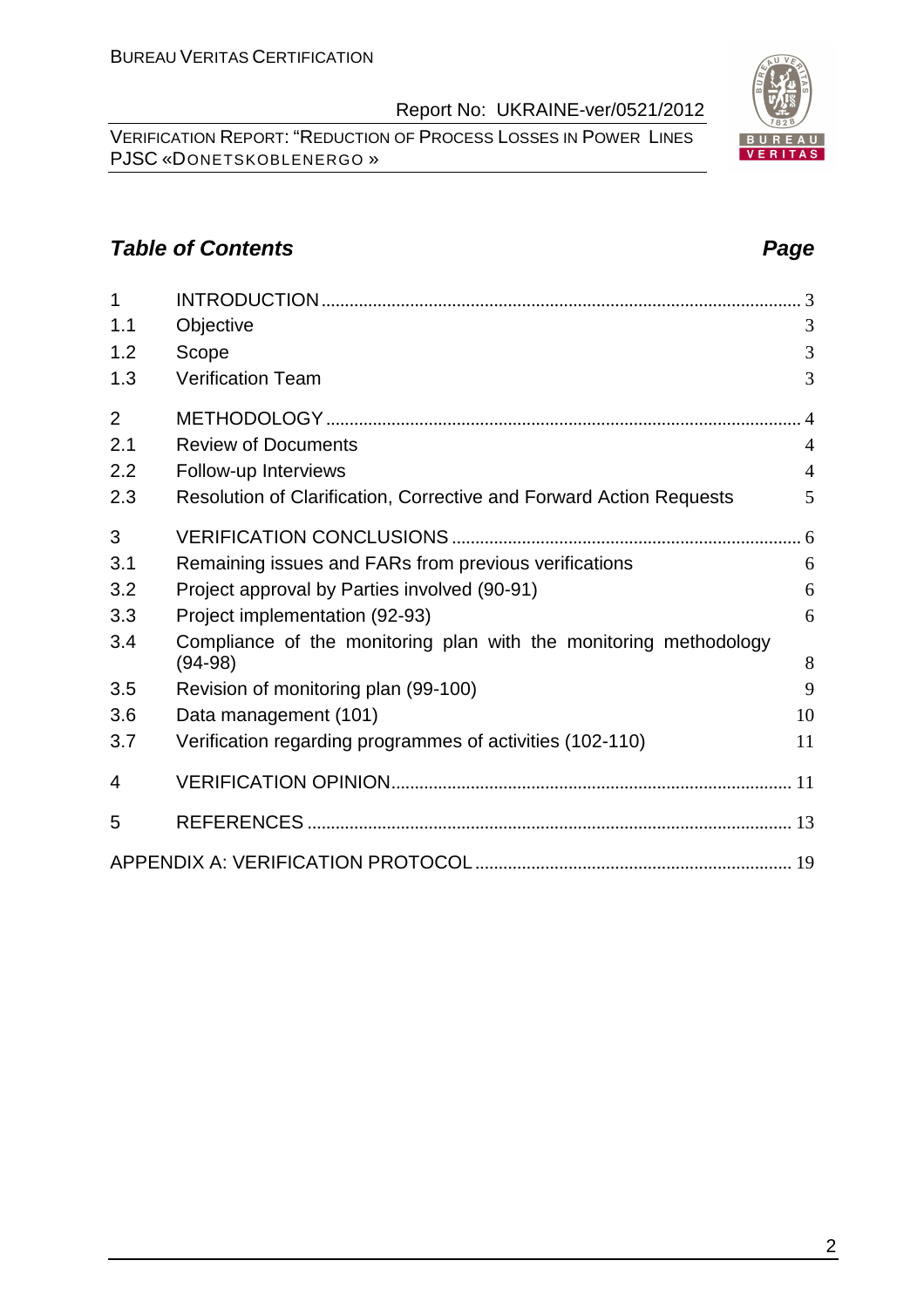## *Table of Contents* *Page*

| | | |
|---|---|---|
| 1 | INTRODUCTION | 3 |
| 1.1 | Objective | 3 |
| 1.2 | Scope | 3 |
| 1.3 | Verification Team | 3 |
| 2 | METHODOLOGY | 4 |
| 2.1 | Review of Documents | 4 |
| 2.2 | Follow-up Interviews | 4 |
| 2.3 | Resolution of Clarification, Corrective and Forward Action Requests | 5 |
| 3 | VERIFICATION CONCLUSIONS | 6 |
| 3.1 | Remaining issues and FARs from previous verifications | 6 |
| 3.2 | Project approval by Parties involved (90-91) | 6 |
| 3.3 | Project implementation (92-93) | 6 |
| 3.4 | Compliance of the monitoring plan with the monitoring methodology (94-98) | 8 |
| 3.5 | Revision of monitoring plan (99-100) | 9 |
| 3.6 | Data management (101) | 10 |
| 3.7 | Verification regarding programmes of activities (102-110) | 11 |
| 4 | VERIFICATION OPINION | 11 |
| 5 | REFERENCES | 13 |
| | APPENDIX A: VERIFICATION PROTOCOL | 19 |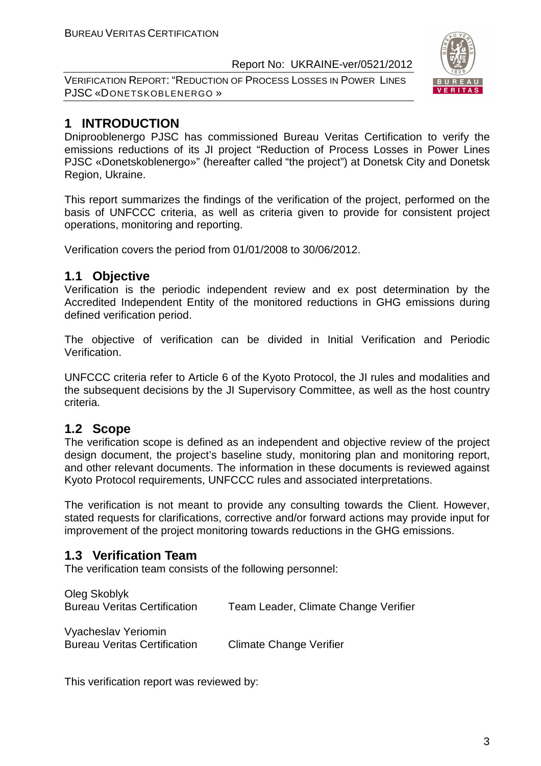# 1 INTRODUCTION

Dniprooblenergo PJSC has commissioned Bureau Veritas Certification to verify the emissions reductions of its JI project "Reduction of Process Losses in Power Lines PJSC «Donetskoblenergo»" (hereafter called "the project") at Donetsk City and Donetsk Region, Ukraine.

This report summarizes the findings of the verification of the project, performed on the basis of UNFCCC criteria, as well as criteria given to provide for consistent project operations, monitoring and reporting.

Verification covers the period from 01/01/2008 to 30/06/2012.

## 1.1 Objective

Verification is the periodic independent review and ex post determination by the Accredited Independent Entity of the monitored reductions in GHG emissions during defined verification period.

The objective of verification can be divided in Initial Verification and Periodic Verification.

UNFCCC criteria refer to Article 6 of the Kyoto Protocol, the JI rules and modalities and the subsequent decisions by the JI Supervisory Committee, as well as the host country criteria.

## 1.2 Scope

The verification scope is defined as an independent and objective review of the project design document, the project's baseline study, monitoring plan and monitoring report, and other relevant documents. The information in these documents is reviewed against Kyoto Protocol requirements, UNFCCC rules and associated interpretations.

The verification is not meant to provide any consulting towards the Client. However, stated requests for clarifications, corrective and/or forward actions may provide input for improvement of the project monitoring towards reductions in the GHG emissions.

## 1.3 Verification Team

The verification team consists of the following personnel:

Oleg Skoblyk
Bureau Veritas Certification — Team Leader, Climate Change Verifier

Vyacheslav Yeriomin
Bureau Veritas Certification — Climate Change Verifier

This verification report was reviewed by: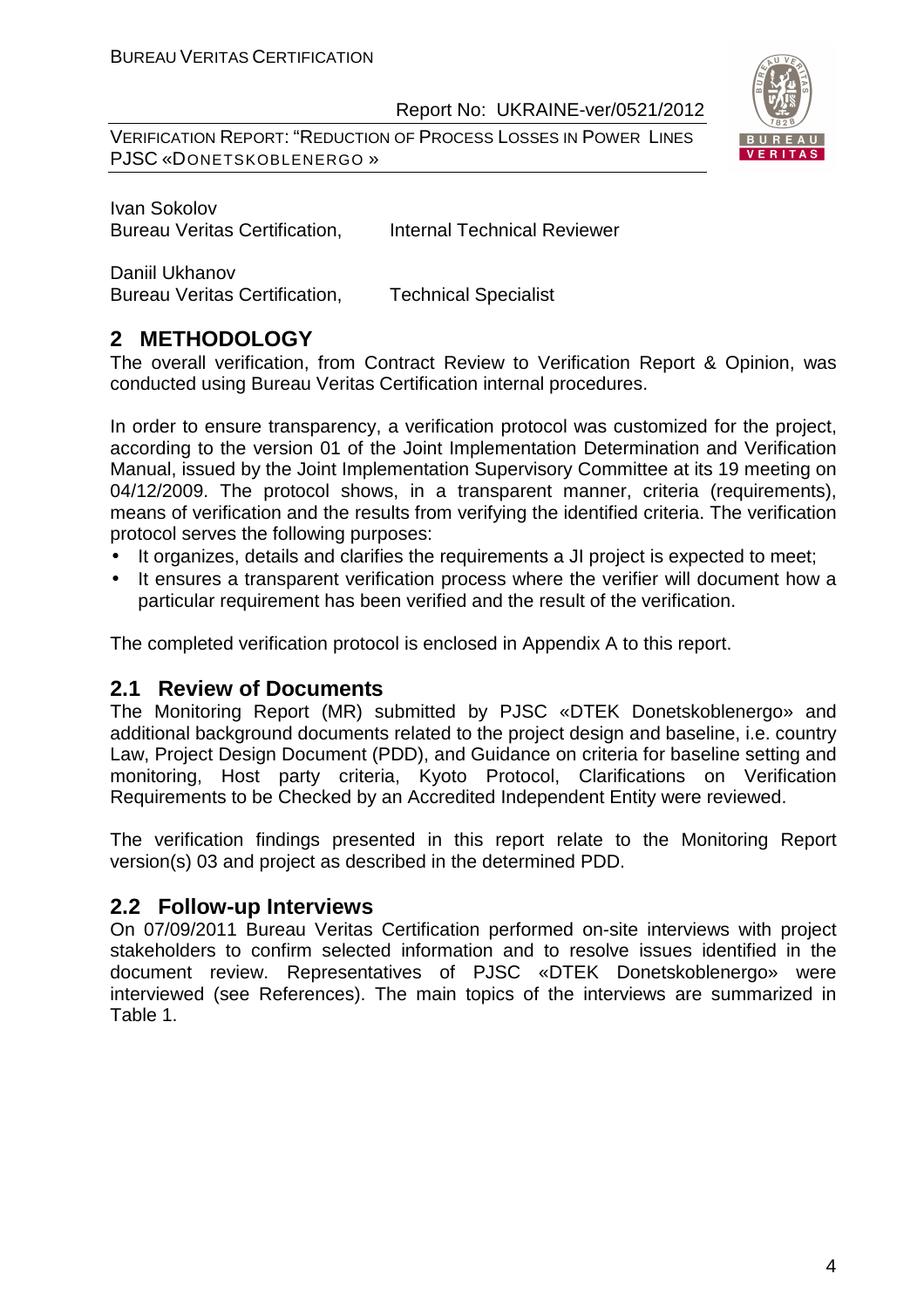Ivan Sokolov
Bureau Veritas Certification, Internal Technical Reviewer

Daniil Ukhanov
Bureau Veritas Certification, Technical Specialist

## 2 METHODOLOGY

The overall verification, from Contract Review to Verification Report & Opinion, was conducted using Bureau Veritas Certification internal procedures.

In order to ensure transparency, a verification protocol was customized for the project, according to the version 01 of the Joint Implementation Determination and Verification Manual, issued by the Joint Implementation Supervisory Committee at its 19 meeting on 04/12/2009. The protocol shows, in a transparent manner, criteria (requirements), means of verification and the results from verifying the identified criteria. The verification protocol serves the following purposes:

- It organizes, details and clarifies the requirements a JI project is expected to meet;
- It ensures a transparent verification process where the verifier will document how a particular requirement has been verified and the result of the verification.

The completed verification protocol is enclosed in Appendix A to this report.

### 2.1 Review of Documents

The Monitoring Report (MR) submitted by PJSC «DTEK Donetskoblenergo» and additional background documents related to the project design and baseline, i.e. country Law, Project Design Document (PDD), and Guidance on criteria for baseline setting and monitoring, Host party criteria, Kyoto Protocol, Clarifications on Verification Requirements to be Checked by an Accredited Independent Entity were reviewed.

The verification findings presented in this report relate to the Monitoring Report version(s) 03 and project as described in the determined PDD.

### 2.2 Follow-up Interviews

On 07/09/2011 Bureau Veritas Certification performed on-site interviews with project stakeholders to confirm selected information and to resolve issues identified in the document review. Representatives of PJSC «DTEK Donetskoblenergo» were interviewed (see References). The main topics of the interviews are summarized in Table 1.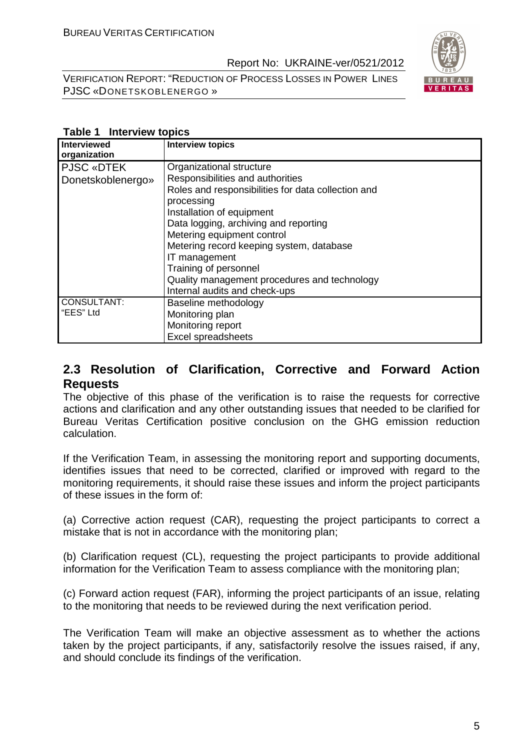**Table 1 Interview topics**

| Interviewed organization | Interview topics |
|---|---|
| PJSC «DTEK Donetskoblenergo» | Organizational structure<br>Responsibilities and authorities<br>Roles and responsibilities for data collection and processing<br>Installation of equipment<br>Data logging, archiving and reporting<br>Metering equipment control<br>Metering record keeping system, database<br>IT management<br>Training of personnel<br>Quality management procedures and technology<br>Internal audits and check-ups |
| CONSULTANT: "EES" Ltd | Baseline methodology<br>Monitoring plan<br>Monitoring report<br>Excel spreadsheets |

## 2.3 Resolution of Clarification, Corrective and Forward Action Requests

The objective of this phase of the verification is to raise the requests for corrective actions and clarification and any other outstanding issues that needed to be clarified for Bureau Veritas Certification positive conclusion on the GHG emission reduction calculation.

If the Verification Team, in assessing the monitoring report and supporting documents, identifies issues that need to be corrected, clarified or improved with regard to the monitoring requirements, it should raise these issues and inform the project participants of these issues in the form of:

(a) Corrective action request (CAR), requesting the project participants to correct a mistake that is not in accordance with the monitoring plan;

(b) Clarification request (CL), requesting the project participants to provide additional information for the Verification Team to assess compliance with the monitoring plan;

(c) Forward action request (FAR), informing the project participants of an issue, relating to the monitoring that needs to be reviewed during the next verification period.

The Verification Team will make an objective assessment as to whether the actions taken by the project participants, if any, satisfactorily resolve the issues raised, if any, and should conclude its findings of the verification.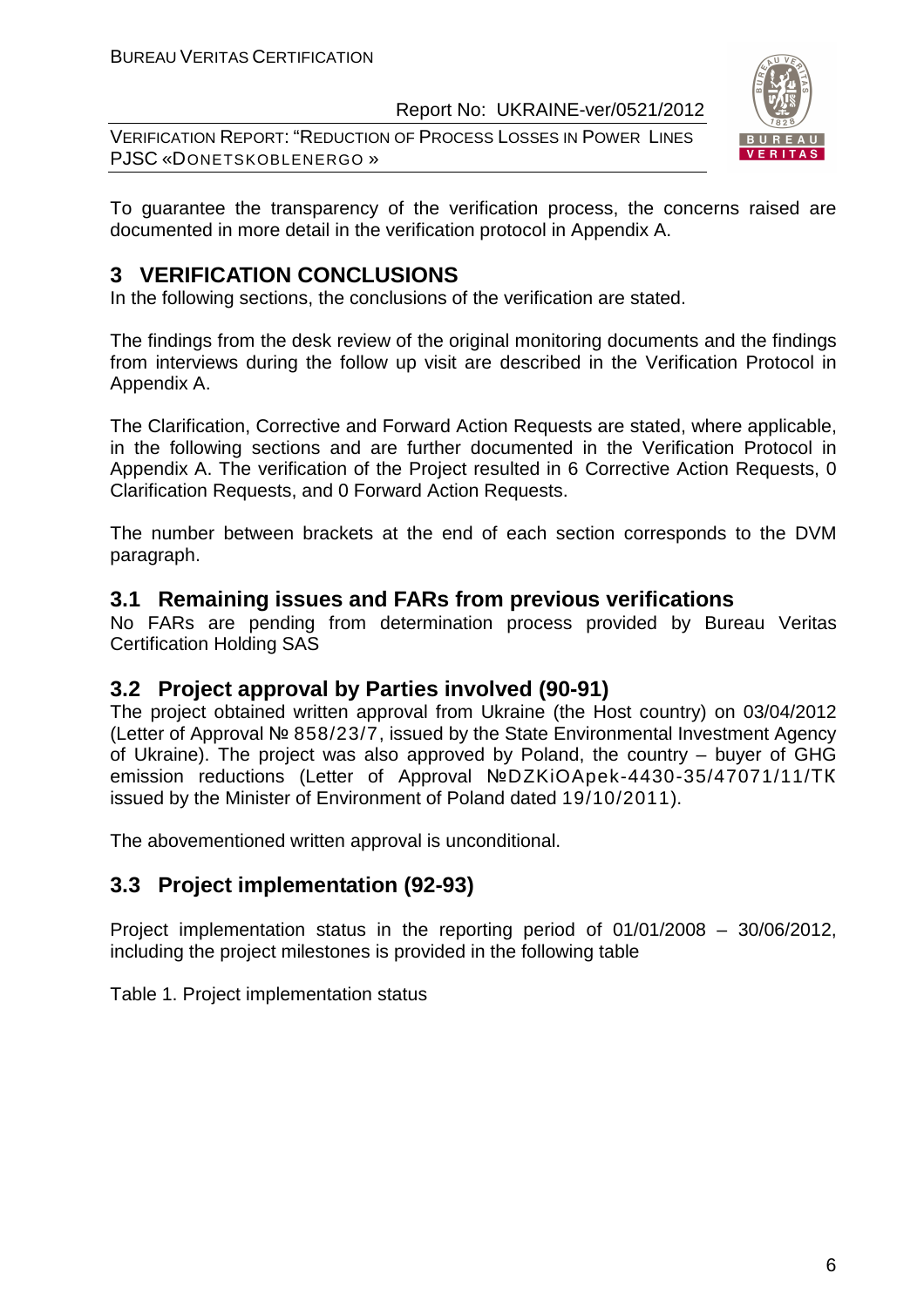To guarantee the transparency of the verification process, the concerns raised are documented in more detail in the verification protocol in Appendix A.

# 3 VERIFICATION CONCLUSIONS

In the following sections, the conclusions of the verification are stated.

The findings from the desk review of the original monitoring documents and the findings from interviews during the follow up visit are described in the Verification Protocol in Appendix A.

The Clarification, Corrective and Forward Action Requests are stated, where applicable, in the following sections and are further documented in the Verification Protocol in Appendix A. The verification of the Project resulted in 6 Corrective Action Requests, 0 Clarification Requests, and 0 Forward Action Requests.

The number between brackets at the end of each section corresponds to the DVM paragraph.

## 3.1 Remaining issues and FARs from previous verifications

No FARs are pending from determination process provided by Bureau Veritas Certification Holding SAS

## 3.2 Project approval by Parties involved (90-91)

The project obtained written approval from Ukraine (the Host country) on 03/04/2012 (Letter of Approval № 858/23/7, issued by the State Environmental Investment Agency of Ukraine). The project was also approved by Poland, the country – buyer of GHG emission reductions (Letter of Approval №DZKiOApek-4430-35/47071/11/TK issued by the Minister of Environment of Poland dated 19/10/2011).

The abovementioned written approval is unconditional.

## 3.3 Project implementation (92-93)

Project implementation status in the reporting period of 01/01/2008 – 30/06/2012, including the project milestones is provided in the following table

Table 1. Project implementation status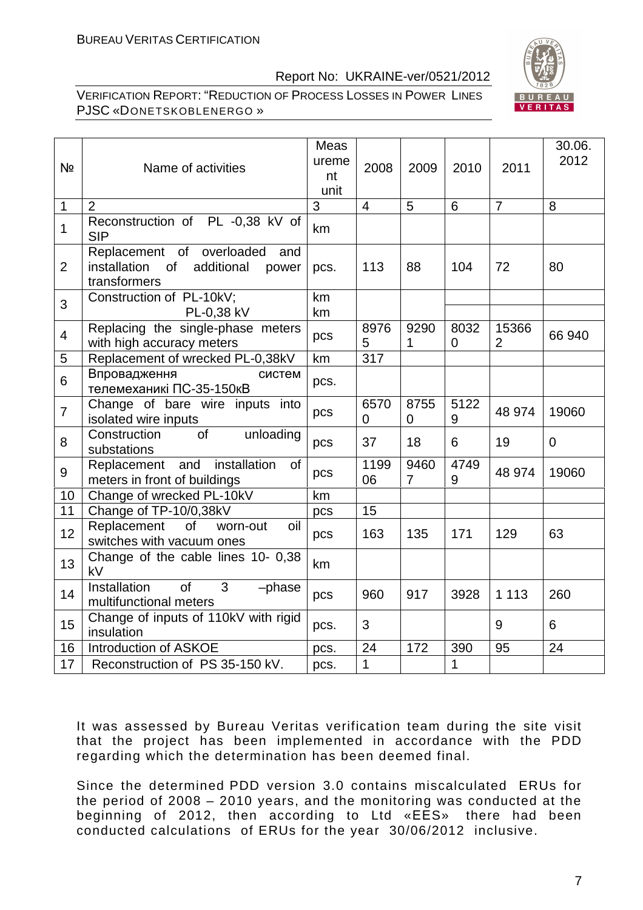| № | Name of activities | Measurement unit | 2008 | 2009 | 2010 | 2011 | 30.06. 2012 |
|---|---|---|---|---|---|---|---|
| 1 | 2 | 3 | 4 | 5 | 6 | 7 | 8 |
| 1 | Reconstruction of PL -0,38 kV of SIP | km | | | | | |
| 2 | Replacement of overloaded and installation of additional power transformers | pcs. | 113 | 88 | 104 | 72 | 80 |
| 3 | Construction of PL-10kV; PL-0,38 kV | km km | | | | | |
| 4 | Replacing the single-phase meters with high accuracy meters | pcs | 89765 | 92901 | 80320 | 153662 | 66 940 |
| 5 | Replacement of wrecked PL-0,38kV | km | 317 | | | | |
| 6 | Впровадження систем телемеханікі ПС-35-150кВ | pcs. | | | | | |
| 7 | Change of bare wire inputs into isolated wire inputs | pcs | 65700 | 87550 | 51229 | 48 974 | 19060 |
| 8 | Construction of unloading substations | pcs | 37 | 18 | 6 | 19 | 0 |
| 9 | Replacement and installation of meters in front of buildings | pcs | 119906 | 94607 | 47499 | 48 974 | 19060 |
| 10 | Change of wrecked PL-10kV | km | | | | | |
| 11 | Change of TP-10/0,38kV | pcs | 15 | | | | |
| 12 | Replacement of worn-out oil switches with vacuum ones | pcs | 163 | 135 | 171 | 129 | 63 |
| 13 | Change of the cable lines 10- 0,38 kV | km | | | | | |
| 14 | Installation of 3 –phase multifunctional meters | pcs | 960 | 917 | 3928 | 1 113 | 260 |
| 15 | Change of inputs of 110kV with rigid insulation | pcs. | 3 | | | 9 | 6 |
| 16 | Introduction of ASKOE | pcs. | 24 | 172 | 390 | 95 | 24 |
| 17 | Reconstruction of PS 35-150 kV. | pcs. | 1 | | 1 | | |

It was assessed by Bureau Veritas verification team during the site visit that the project has been implemented in accordance with the PDD regarding which the determination has been deemed final.

Since the determined PDD version 3.0 contains miscalculated ERUs for the period of 2008 – 2010 years, and the monitoring was conducted at the beginning of 2012, then according to Ltd «EES» there had been conducted calculations of ERUs for the year 30/06/2012 inclusive.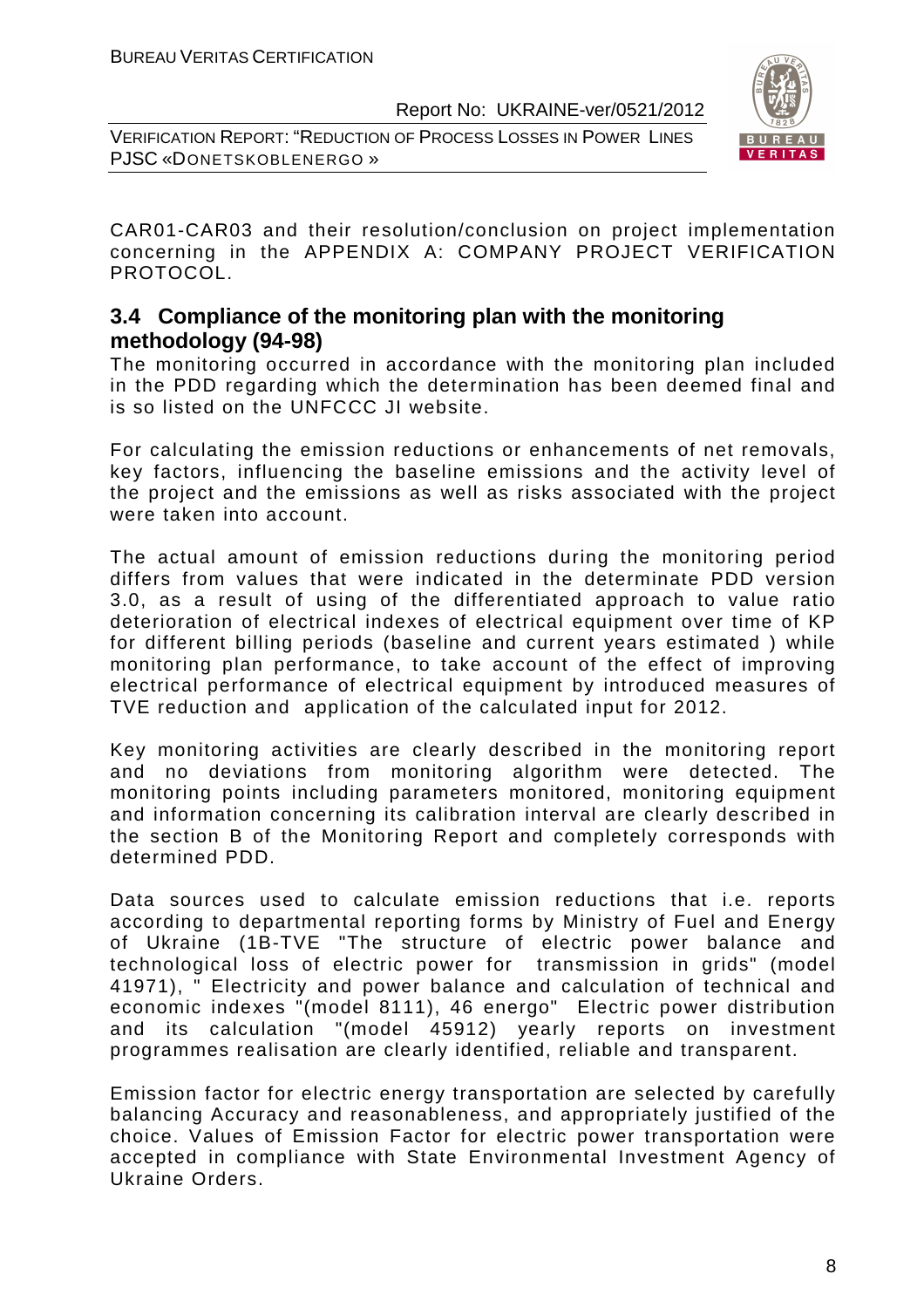CAR01-CAR03 and their resolution/conclusion on project implementation concerning in the APPENDIX A: COMPANY PROJECT VERIFICATION PROTOCOL.

## 3.4 Compliance of the monitoring plan with the monitoring methodology (94-98)

The monitoring occurred in accordance with the monitoring plan included in the PDD regarding which the determination has been deemed final and is so listed on the UNFCCC JI website.

For calculating the emission reductions or enhancements of net removals, key factors, influencing the baseline emissions and the activity level of the project and the emissions as well as risks associated with the project were taken into account.

The actual amount of emission reductions during the monitoring period differs from values that were indicated in the determinate PDD version 3.0, as a result of using of the differentiated approach to value ratio deterioration of electrical indexes of electrical equipment over time of KP for different billing periods (baseline and current years estimated ) while monitoring plan performance, to take account of the effect of improving electrical performance of electrical equipment by introduced measures of TVE reduction and application of the calculated input for 2012.

Key monitoring activities are clearly described in the monitoring report and no deviations from monitoring algorithm were detected. The monitoring points including parameters monitored, monitoring equipment and information concerning its calibration interval are clearly described in the section B of the Monitoring Report and completely corresponds with determined PDD.

Data sources used to calculate emission reductions that i.e. reports according to departmental reporting forms by Ministry of Fuel and Energy of Ukraine (1B-TVE "The structure of electric power balance and technological loss of electric power for transmission in grids" (model 41971), " Electricity and power balance and calculation of technical and economic indexes "(model 8111), 46 energo" Electric power distribution and its calculation "(model 45912) yearly reports on investment programmes realisation are clearly identified, reliable and transparent.

Emission factor for electric energy transportation are selected by carefully balancing Accuracy and reasonableness, and appropriately justified of the choice. Values of Emission Factor for electric power transportation were accepted in compliance with State Environmental Investment Agency of Ukraine Orders.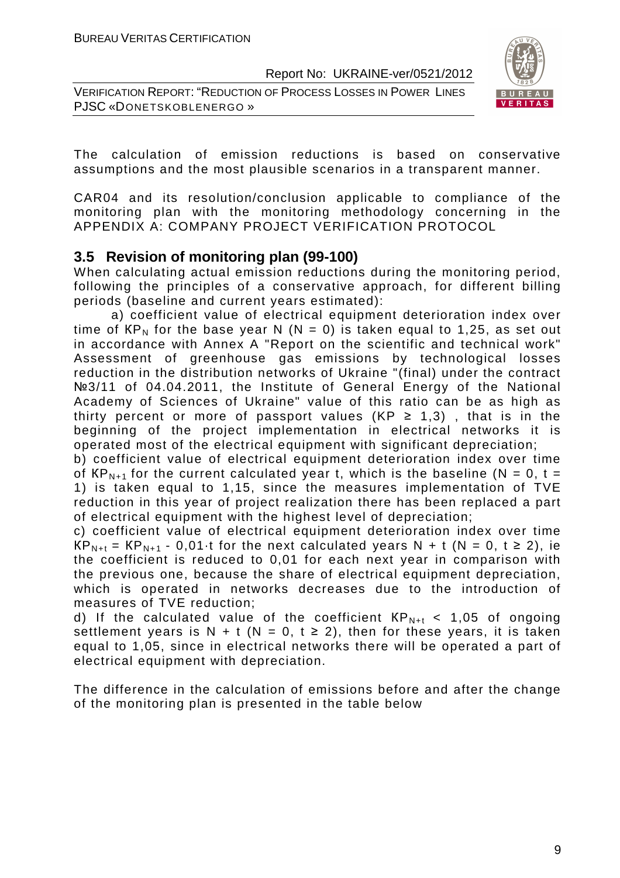The calculation of emission reductions is based on conservative assumptions and the most plausible scenarios in a transparent manner.

CAR04 and its resolution/conclusion applicable to compliance of the monitoring plan with the monitoring methodology concerning in the APPENDIX A: COMPANY PROJECT VERIFICATION PROTOCOL

## 3.5 Revision of monitoring plan (99-100)

When calculating actual emission reductions during the monitoring period, following the principles of a conservative approach, for different billing periods (baseline and current years estimated):

a) coefficient value of electrical equipment deterioration index over time of $KP_N$ for the base year N (N = 0) is taken equal to 1,25, as set out in accordance with Annex A "Report on the scientific and technical work" Assessment of greenhouse gas emissions by technological losses reduction in the distribution networks of Ukraine "(final) under the contract №3/11 of 04.04.2011, the Institute of General Energy of the National Academy of Sciences of Ukraine" value of this ratio can be as high as thirty percent or more of passport values (KP ≥ 1,3) , that is in the beginning of the project implementation in electrical networks it is operated most of the electrical equipment with significant depreciation;

b) coefficient value of electrical equipment deterioration index over time of $KP_{N+1}$ for the current calculated year t, which is the baseline (N = 0, t = 1) is taken equal to 1,15, since the measures implementation of TVE reduction in this year of project realization there has been replaced a part of electrical equipment with the highest level of depreciation;

c) coefficient value of electrical equipment deterioration index over time $KP_{N+t} = KP_{N+1} - 0{,}01 \cdot t$ for the next calculated years N + t (N = 0, t ≥ 2), ie the coefficient is reduced to 0,01 for each next year in comparison with the previous one, because the share of electrical equipment depreciation, which is operated in networks decreases due to the introduction of measures of TVE reduction;

d) If the calculated value of the coefficient $KP_{N+t}$ < 1,05 of ongoing settlement years is N + t (N = 0, t ≥ 2), then for these years, it is taken equal to 1,05, since in electrical networks there will be operated a part of electrical equipment with depreciation.

The difference in the calculation of emissions before and after the change of the monitoring plan is presented in the table below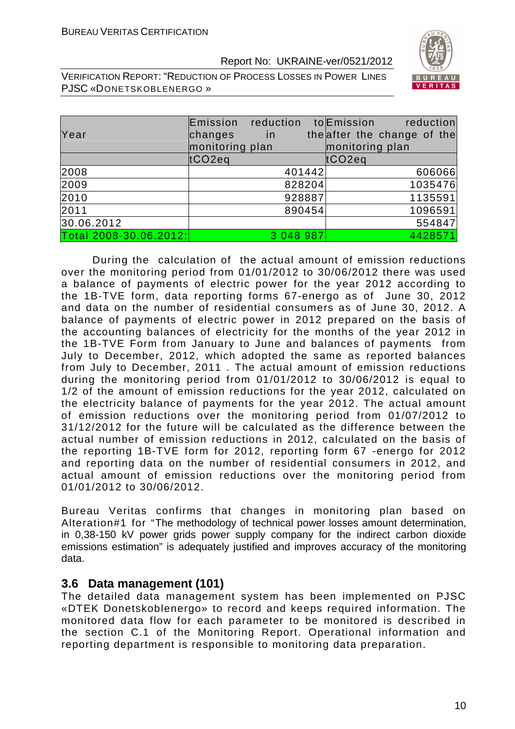| Year | Emission reduction to changes in the monitoring plan | Emission reduction after the change of the monitoring plan |
|---|---|---|
| | tCO2eq | tCO2eq |
| 2008 | 401442 | 606066 |
| 2009 | 828204 | 1035476 |
| 2010 | 928887 | 1135591 |
| 2011 | 890454 | 1096591 |
| 30.06.2012 | | 554847 |
| Total 2008-30.06.2012: | 3 048 987 | 4428571 |

During the calculation of the actual amount of emission reductions over the monitoring period from 01/01/2012 to 30/06/2012 there was used a balance of payments of electric power for the year 2012 according to the 1B-TVE form, data reporting forms 67-energo as of June 30, 2012 and data on the number of residential consumers as of June 30, 2012. A balance of payments of electric power in 2012 prepared on the basis of the accounting balances of electricity for the months of the year 2012 in the 1B-TVE Form from January to June and balances of payments from July to December, 2012, which adopted the same as reported balances from July to December, 2011 . The actual amount of emission reductions during the monitoring period from 01/01/2012 to 30/06/2012 is equal to 1/2 of the amount of emission reductions for the year 2012, calculated on the electricity balance of payments for the year 2012. The actual amount of emission reductions over the monitoring period from 01/07/2012 to 31/12/2012 for the future will be calculated as the difference between the actual number of emission reductions in 2012, calculated on the basis of the reporting 1B-TVE form for 2012, reporting form 67 -energo for 2012 and reporting data on the number of residential consumers in 2012, and actual amount of emission reductions over the monitoring period from 01/01/2012 to 30/06/2012.

Bureau Veritas confirms that changes in monitoring plan based on Alteration#1 for "The methodology of technical power losses amount determination, in 0,38-150 kV power grids power supply company for the indirect carbon dioxide emissions estimation" is adequately justified and improves accuracy of the monitoring data.

## 3.6 Data management (101)

The detailed data management system has been implemented on PJSC «DTEK Donetskoblenergo» to record and keeps required information. The monitored data flow for each parameter to be monitored is described in the section C.1 of the Monitoring Report. Operational information and reporting department is responsible to monitoring data preparation.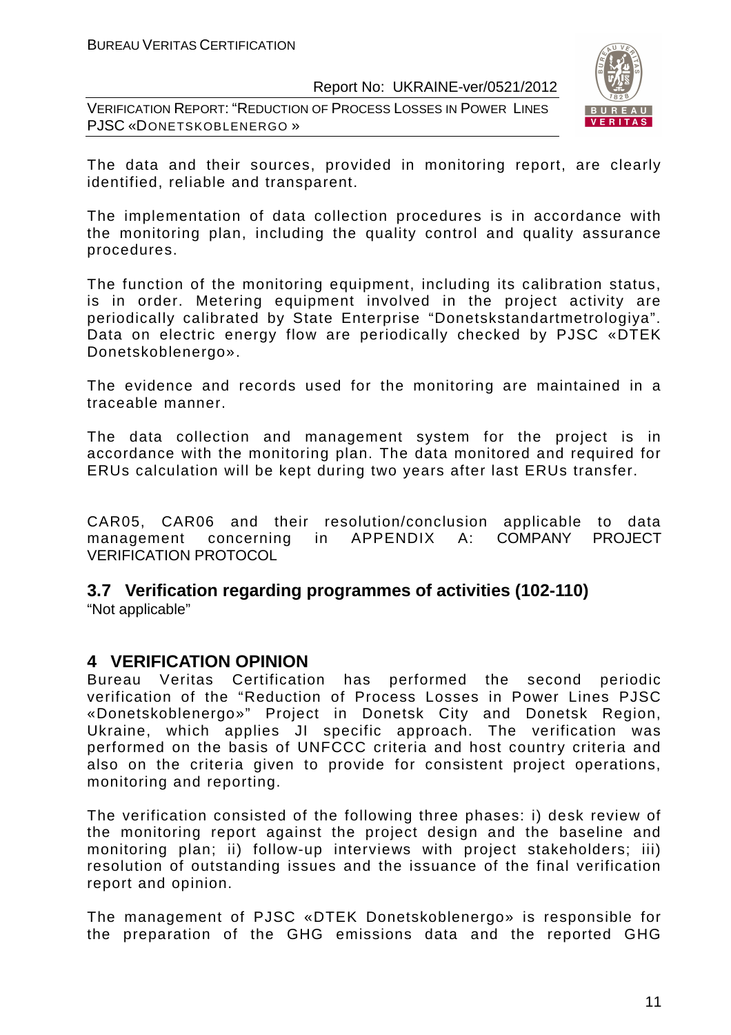The data and their sources, provided in monitoring report, are clearly identified, reliable and transparent.

The implementation of data collection procedures is in accordance with the monitoring plan, including the quality control and quality assurance procedures.

The function of the monitoring equipment, including its calibration status, is in order. Metering equipment involved in the project activity are periodically calibrated by State Enterprise "Donetskstandartmetrologiya". Data on electric energy flow are periodically checked by PJSC «DTEK Donetskoblenergo».

The evidence and records used for the monitoring are maintained in a traceable manner.

The data collection and management system for the project is in accordance with the monitoring plan. The data monitored and required for ERUs calculation will be kept during two years after last ERUs transfer.

CAR05, CAR06 and their resolution/conclusion applicable to data management concerning in APPENDIX A: COMPANY PROJECT VERIFICATION PROTOCOL

### 3.7 Verification regarding programmes of activities (102-110)

"Not applicable"

## 4 VERIFICATION OPINION

Bureau Veritas Certification has performed the second periodic verification of the "Reduction of Process Losses in Power Lines PJSC «Donetskoblenergo»" Project in Donetsk City and Donetsk Region, Ukraine, which applies JI specific approach. The verification was performed on the basis of UNFCCC criteria and host country criteria and also on the criteria given to provide for consistent project operations, monitoring and reporting.

The verification consisted of the following three phases: i) desk review of the monitoring report against the project design and the baseline and monitoring plan; ii) follow-up interviews with project stakeholders; iii) resolution of outstanding issues and the issuance of the final verification report and opinion.

The management of PJSC «DTEK Donetskoblenergo» is responsible for the preparation of the GHG emissions data and the reported GHG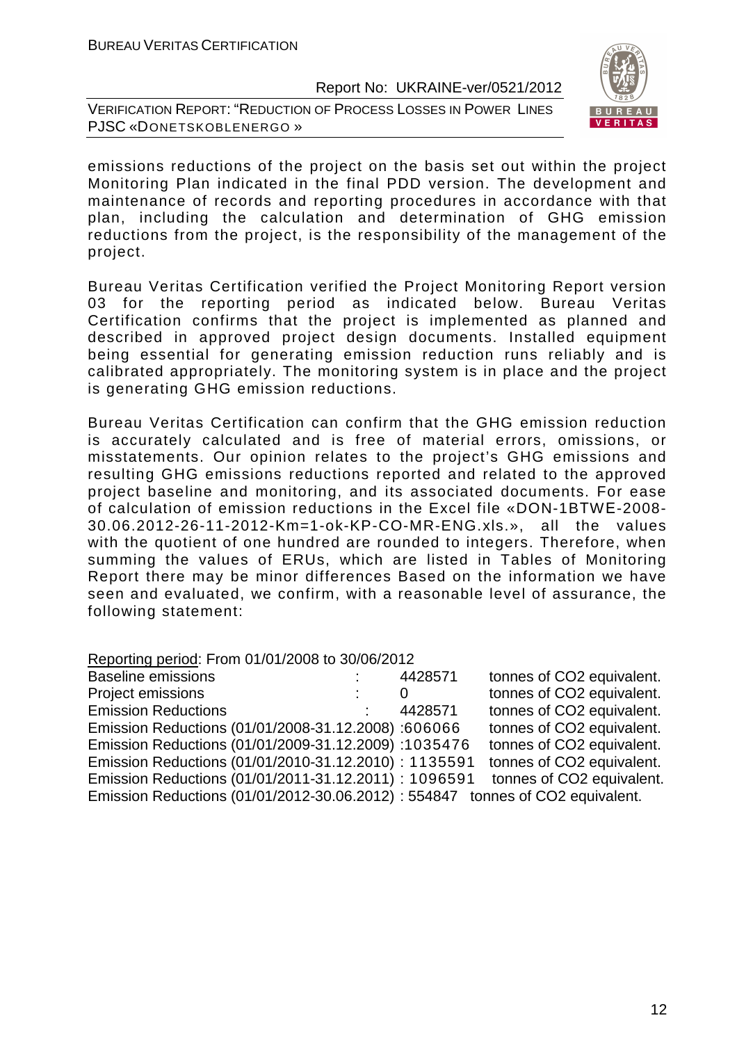emissions reductions of the project on the basis set out within the project Monitoring Plan indicated in the final PDD version. The development and maintenance of records and reporting procedures in accordance with that plan, including the calculation and determination of GHG emission reductions from the project, is the responsibility of the management of the project.

Bureau Veritas Certification verified the Project Monitoring Report version 03 for the reporting period as indicated below. Bureau Veritas Certification confirms that the project is implemented as planned and described in approved project design documents. Installed equipment being essential for generating emission reduction runs reliably and is calibrated appropriately. The monitoring system is in place and the project is generating GHG emission reductions.

Bureau Veritas Certification can confirm that the GHG emission reduction is accurately calculated and is free of material errors, omissions, or misstatements. Our opinion relates to the project's GHG emissions and resulting GHG emissions reductions reported and related to the approved project baseline and monitoring, and its associated documents. For ease of calculation of emission reductions in the Excel file «DON-1BTWE-2008-30.06.2012-26-11-2012-Km=1-ok-KP-CO-MR-ENG.xls.», all the values with the quotient of one hundred are rounded to integers. Therefore, when summing the values of ERUs, which are listed in Tables of Monitoring Report there may be minor differences Based on the information we have seen and evaluated, we confirm, with a reasonable level of assurance, the following statement:

Reporting period: From 01/01/2008 to 30/06/2012

Baseline emissions : 4428571 tonnes of CO2 equivalent.
Project emissions : 0 tonnes of CO2 equivalent.
Emission Reductions : 4428571 tonnes of CO2 equivalent.
Emission Reductions (01/01/2008-31.12.2008) :606066 tonnes of CO2 equivalent.
Emission Reductions (01/01/2009-31.12.2009) :1035476 tonnes of CO2 equivalent.
Emission Reductions (01/01/2010-31.12.2010) : 1135591 tonnes of CO2 equivalent.
Emission Reductions (01/01/2011-31.12.2011) : 1096591 tonnes of CO2 equivalent.
Emission Reductions (01/01/2012-30.06.2012) : 554847 tonnes of CO2 equivalent.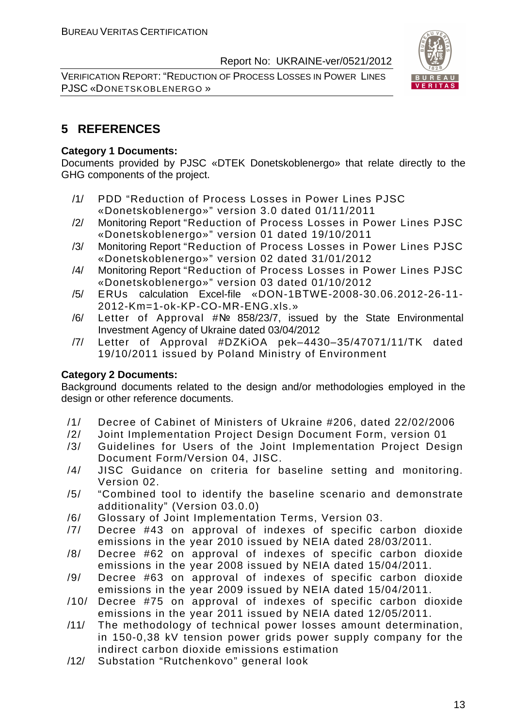# 5 REFERENCES

**Category 1 Documents:**

Documents provided by PJSC «DTEK Donetskoblenergo» that relate directly to the GHG components of the project.

/1/ PDD "Reduction of Process Losses in Power Lines PJSC «Donetskoblenergo»" version 3.0 dated 01/11/2011

/2/ Monitoring Report "Reduction of Process Losses in Power Lines PJSC «Donetskoblenergo»" version 01 dated 19/10/2011

/3/ Monitoring Report "Reduction of Process Losses in Power Lines PJSC «Donetskoblenergo»" version 02 dated 31/01/2012

/4/ Monitoring Report "Reduction of Process Losses in Power Lines PJSC «Donetskoblenergo»" version 03 dated 01/10/2012

/5/ ERUs calculation Excel-file «DON-1BTWE-2008-30.06.2012-26-11-2012-Km=1-ok-KP-CO-MR-ENG.xls.»

/6/ Letter of Approval #№ 858/23/7, issued by the State Environmental Investment Agency of Ukraine dated 03/04/2012

/7/ Letter of Approval #DZKiOA pek–4430–35/47071/11/TK dated 19/10/2011 issued by Poland Ministry of Environment

**Category 2 Documents:**

Background documents related to the design and/or methodologies employed in the design or other reference documents.

/1/ Decree of Cabinet of Ministers of Ukraine #206, dated 22/02/2006

/2/ Joint Implementation Project Design Document Form, version 01

/3/ Guidelines for Users of the Joint Implementation Project Design Document Form/Version 04, JISC.

/4/ JISC Guidance on criteria for baseline setting and monitoring. Version 02.

/5/ "Combined tool to identify the baseline scenario and demonstrate additionality" (Version 03.0.0)

/6/ Glossary of Joint Implementation Terms, Version 03.

/7/ Decree #43 on approval of indexes of specific carbon dioxide emissions in the year 2010 issued by NEIA dated 28/03/2011.

/8/ Decree #62 on approval of indexes of specific carbon dioxide emissions in the year 2008 issued by NEIA dated 15/04/2011.

/9/ Decree #63 on approval of indexes of specific carbon dioxide emissions in the year 2009 issued by NEIA dated 15/04/2011.

/10/ Decree #75 on approval of indexes of specific carbon dioxide emissions in the year 2011 issued by NEIA dated 12/05/2011.

/11/ The methodology of technical power losses amount determination, in 150-0,38 kV tension power grids power supply company for the indirect carbon dioxide emissions estimation

/12/ Substation "Rutchenkovo" general look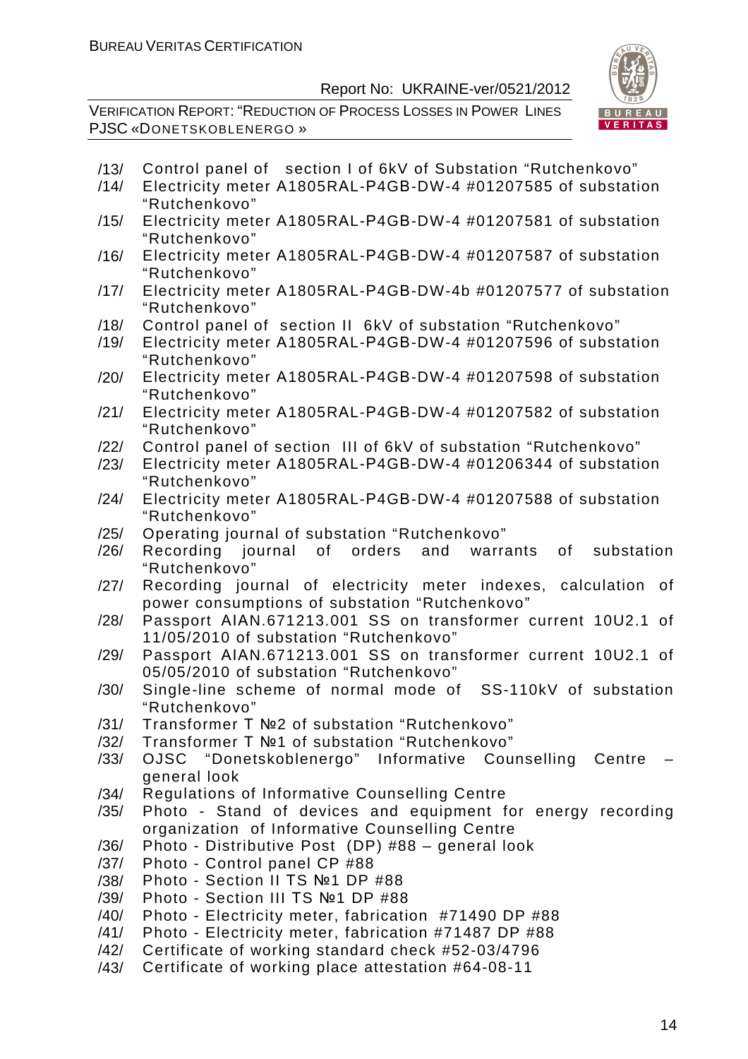/13/ Control panel of section I of 6kV of Substation "Rutchenkovo"

/14/ Electricity meter A1805RAL-P4GB-DW-4 #01207585 of substation "Rutchenkovo"

/15/ Electricity meter A1805RAL-P4GB-DW-4 #01207581 of substation "Rutchenkovo"

/16/ Electricity meter A1805RAL-P4GB-DW-4 #01207587 of substation "Rutchenkovo"

/17/ Electricity meter A1805RAL-P4GB-DW-4b #01207577 of substation "Rutchenkovo"

/18/ Control panel of section II 6kV of substation "Rutchenkovo"

/19/ Electricity meter A1805RAL-P4GB-DW-4 #01207596 of substation "Rutchenkovo"

/20/ Electricity meter A1805RAL-P4GB-DW-4 #01207598 of substation "Rutchenkovo"

/21/ Electricity meter A1805RAL-P4GB-DW-4 #01207582 of substation "Rutchenkovo"

/22/ Control panel of section III of 6kV of substation "Rutchenkovo"

/23/ Electricity meter A1805RAL-P4GB-DW-4 #01206344 of substation "Rutchenkovo"

/24/ Electricity meter A1805RAL-P4GB-DW-4 #01207588 of substation "Rutchenkovo"

/25/ Operating journal of substation "Rutchenkovo"

/26/ Recording journal of orders and warrants of substation "Rutchenkovo"

/27/ Recording journal of electricity meter indexes, calculation of power consumptions of substation "Rutchenkovo"

/28/ Passport AIAN.671213.001 SS on transformer current 10U2.1 of 11/05/2010 of substation "Rutchenkovo"

/29/ Passport AIAN.671213.001 SS on transformer current 10U2.1 of 05/05/2010 of substation "Rutchenkovo"

/30/ Single-line scheme of normal mode of SS-110kV of substation "Rutchenkovo"

/31/ Transformer T №2 of substation "Rutchenkovo"

/32/ Transformer T №1 of substation "Rutchenkovo"

/33/ OJSC "Donetskoblenergo" Informative Counselling Centre – general look

/34/ Regulations of Informative Counselling Centre

/35/ Photo - Stand of devices and equipment for energy recording organization of Informative Counselling Centre

/36/ Photo - Distributive Post (DP) #88 – general look

/37/ Photo - Control panel CP #88

/38/ Photo - Section II TS №1 DP #88

/39/ Photo - Section III TS №1 DP #88

/40/ Photo - Electricity meter, fabrication #71490 DP #88

/41/ Photo - Electricity meter, fabrication #71487 DP #88

/42/ Certificate of working standard check #52-03/4796

/43/ Certificate of working place attestation #64-08-11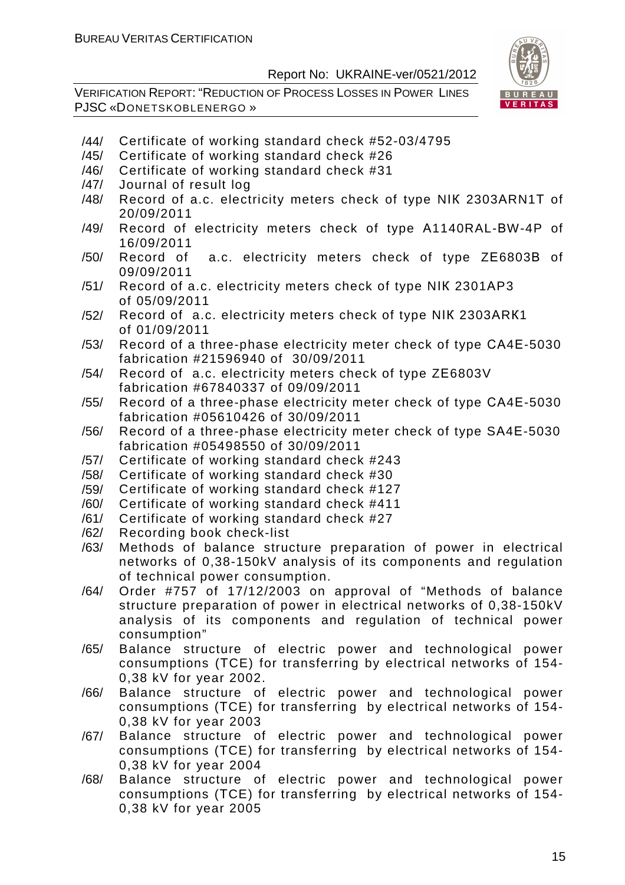/44/ Certificate of working standard check #52-03/4795

/45/ Certificate of working standard check #26

/46/ Certificate of working standard check #31

/47/ Journal of result log

/48/ Record of a.c. electricity meters check of type NIK 2303ARN1T of 20/09/2011

/49/ Record of electricity meters check of type A1140RAL-BW-4P of 16/09/2011

/50/ Record of a.c. electricity meters check of type ZE6803B of 09/09/2011

/51/ Record of a.c. electricity meters check of type NIK 2301AP3 of 05/09/2011

/52/ Record of a.c. electricity meters check of type NIK 2303ARK1 of 01/09/2011

/53/ Record of a three-phase electricity meter check of type CA4E-5030 fabrication #21596940 of 30/09/2011

/54/ Record of a.c. electricity meters check of type ZE6803V fabrication #67840337 of 09/09/2011

/55/ Record of a three-phase electricity meter check of type CA4E-5030 fabrication #05610426 of 30/09/2011

/56/ Record of a three-phase electricity meter check of type SA4E-5030 fabrication #05498550 of 30/09/2011

/57/ Certificate of working standard check #243

/58/ Certificate of working standard check #30

/59/ Certificate of working standard check #127

/60/ Certificate of working standard check #411

/61/ Certificate of working standard check #27

/62/ Recording book check-list

/63/ Methods of balance structure preparation of power in electrical networks of 0,38-150kV analysis of its components and regulation of technical power consumption.

/64/ Order #757 of 17/12/2003 on approval of "Methods of balance structure preparation of power in electrical networks of 0,38-150kV analysis of its components and regulation of technical power consumption"

/65/ Balance structure of electric power and technological power consumptions (TCE) for transferring by electrical networks of 154-0,38 kV for year 2002.

/66/ Balance structure of electric power and technological power consumptions (TCE) for transferring by electrical networks of 154-0,38 kV for year 2003

/67/ Balance structure of electric power and technological power consumptions (TCE) for transferring by electrical networks of 154-0,38 kV for year 2004

/68/ Balance structure of electric power and technological power consumptions (TCE) for transferring by electrical networks of 154-0,38 kV for year 2005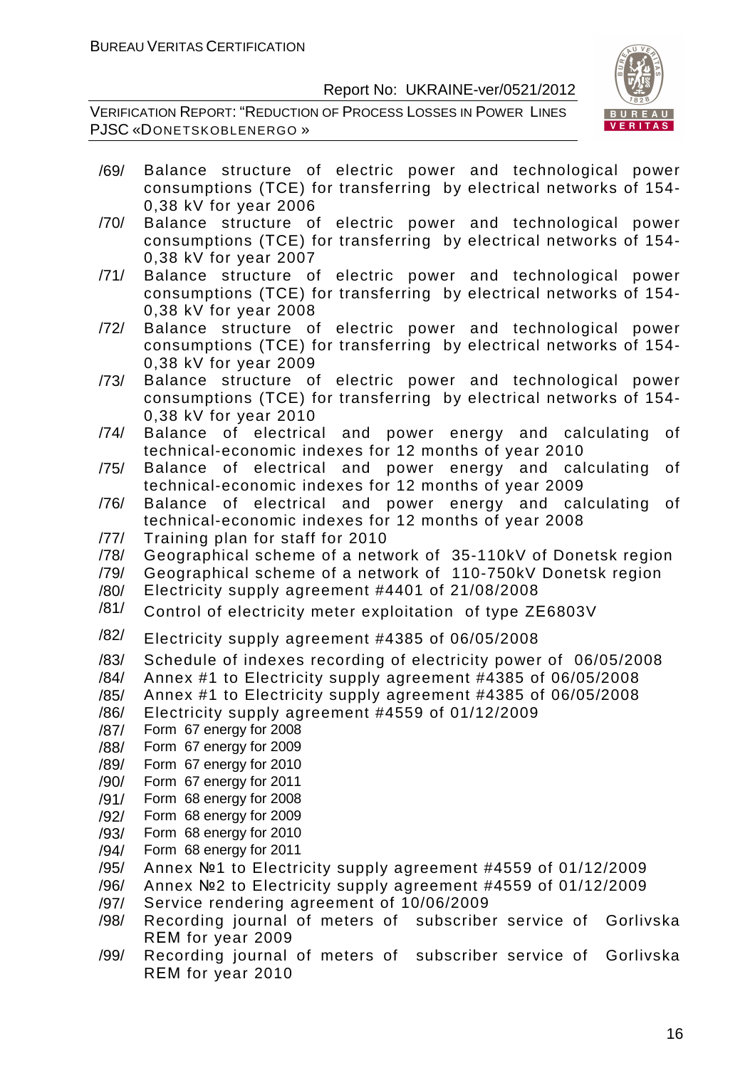/69/ Balance structure of electric power and technological power consumptions (TCE) for transferring by electrical networks of 154-0,38 kV for year 2006

/70/ Balance structure of electric power and technological power consumptions (TCE) for transferring by electrical networks of 154-0,38 kV for year 2007

/71/ Balance structure of electric power and technological power consumptions (TCE) for transferring by electrical networks of 154-0,38 kV for year 2008

/72/ Balance structure of electric power and technological power consumptions (TCE) for transferring by electrical networks of 154-0,38 kV for year 2009

/73/ Balance structure of electric power and technological power consumptions (TCE) for transferring by electrical networks of 154-0,38 kV for year 2010

/74/ Balance of electrical and power energy and calculating of technical-economic indexes for 12 months of year 2010

/75/ Balance of electrical and power energy and calculating of technical-economic indexes for 12 months of year 2009

/76/ Balance of electrical and power energy and calculating of technical-economic indexes for 12 months of year 2008

/77/ Training plan for staff for 2010

/78/ Geographical scheme of a network of 35-110kV of Donetsk region

/79/ Geographical scheme of a network of 110-750kV Donetsk region

/80/ Electricity supply agreement #4401 of 21/08/2008

/81/ Control of electricity meter exploitation of type ZE6803V

/82/ Electricity supply agreement #4385 of 06/05/2008

/83/ Schedule of indexes recording of electricity power of 06/05/2008

/84/ Annex #1 to Electricity supply agreement #4385 of 06/05/2008

/85/ Annex #1 to Electricity supply agreement #4385 of 06/05/2008

/86/ Electricity supply agreement #4559 of 01/12/2009

/87/ Form 67 energy for 2008

/88/ Form 67 energy for 2009

/89/ Form 67 energy for 2010

/90/ Form 67 energy for 2011

/91/ Form 68 energy for 2008

/92/ Form 68 energy for 2009

/93/ Form 68 energy for 2010

/94/ Form 68 energy for 2011

/95/ Annex №1 to Electricity supply agreement #4559 of 01/12/2009

/96/ Annex №2 to Electricity supply agreement #4559 of 01/12/2009

/97/ Service rendering agreement of 10/06/2009

/98/ Recording journal of meters of subscriber service of Gorlivska REM for year 2009

/99/ Recording journal of meters of subscriber service of Gorlivska REM for year 2010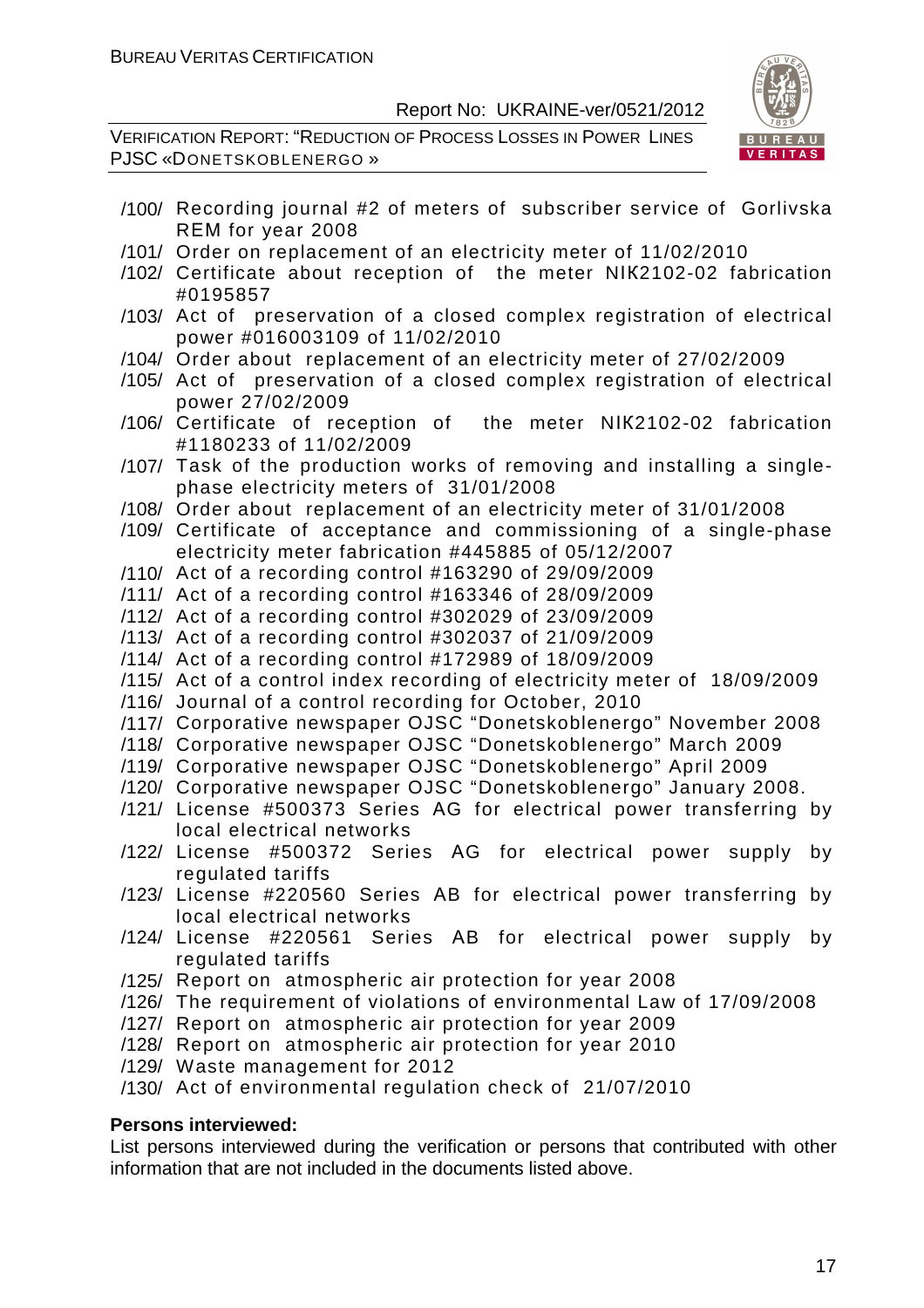/100/ Recording journal #2 of meters of subscriber service of Gorlivska REM for year 2008

/101/ Order on replacement of an electricity meter of 11/02/2010

/102/ Certificate about reception of the meter NIK2102-02 fabrication #0195857

/103/ Act of preservation of a closed complex registration of electrical power #016003109 of 11/02/2010

/104/ Order about replacement of an electricity meter of 27/02/2009

/105/ Act of preservation of a closed complex registration of electrical power 27/02/2009

/106/ Certificate of reception of the meter NIK2102-02 fabrication #1180233 of 11/02/2009

/107/ Task of the production works of removing and installing a single-phase electricity meters of 31/01/2008

/108/ Order about replacement of an electricity meter of 31/01/2008

/109/ Certificate of acceptance and commissioning of a single-phase electricity meter fabrication #445885 of 05/12/2007

/110/ Act of a recording control #163290 of 29/09/2009

/111/ Act of a recording control #163346 of 28/09/2009

/112/ Act of a recording control #302029 of 23/09/2009

/113/ Act of a recording control #302037 of 21/09/2009

/114/ Act of a recording control #172989 of 18/09/2009

/115/ Act of a control index recording of electricity meter of 18/09/2009

/116/ Journal of a control recording for October, 2010

/117/ Corporative newspaper OJSC "Donetskoblenergo" November 2008

/118/ Corporative newspaper OJSC "Donetskoblenergo" March 2009

/119/ Corporative newspaper OJSC "Donetskoblenergo" April 2009

/120/ Corporative newspaper OJSC "Donetskoblenergo" January 2008.

/121/ License #500373 Series AG for electrical power transferring by local electrical networks

/122/ License #500372 Series AG for electrical power supply by regulated tariffs

/123/ License #220560 Series AB for electrical power transferring by local electrical networks

/124/ License #220561 Series AB for electrical power supply by regulated tariffs

/125/ Report on atmospheric air protection for year 2008

/126/ The requirement of violations of environmental Law of 17/09/2008

/127/ Report on atmospheric air protection for year 2009

/128/ Report on atmospheric air protection for year 2010

/129/ Waste management for 2012

/130/ Act of environmental regulation check of 21/07/2010

**Persons interviewed:**

List persons interviewed during the verification or persons that contributed with other information that are not included in the documents listed above.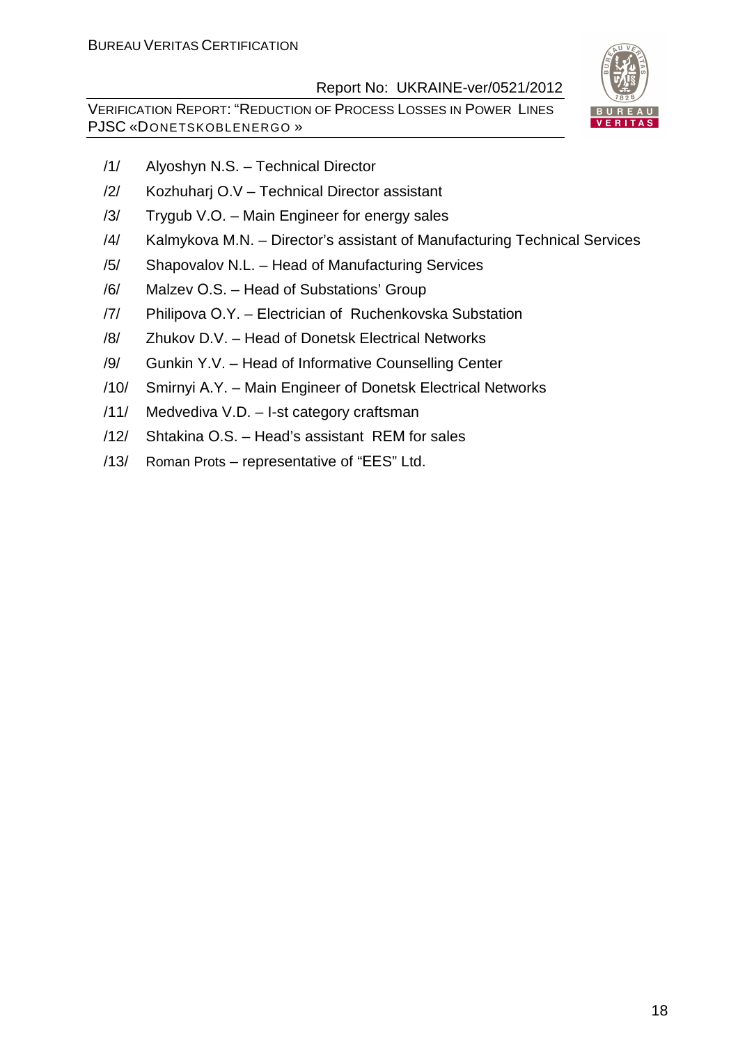/1/ Alyoshyn N.S. – Technical Director

/2/ Kozhuharj O.V – Technical Director assistant

/3/ Trygub V.O. – Main Engineer for energy sales

/4/ Kalmykova M.N. – Director's assistant of Manufacturing Technical Services

/5/ Shapovalov N.L. – Head of Manufacturing Services

/6/ Malzev O.S. – Head of Substations' Group

/7/ Philipova O.Y. – Electrician of Ruchenkovska Substation

/8/ Zhukov D.V. – Head of Donetsk Electrical Networks

/9/ Gunkin Y.V. – Head of Informative Counselling Center

/10/ Smirnyi A.Y. – Main Engineer of Donetsk Electrical Networks

/11/ Medvediva V.D. – I-st category craftsman

/12/ Shtakina O.S. – Head's assistant REM for sales

/13/ Roman Prots – representative of "EES" Ltd.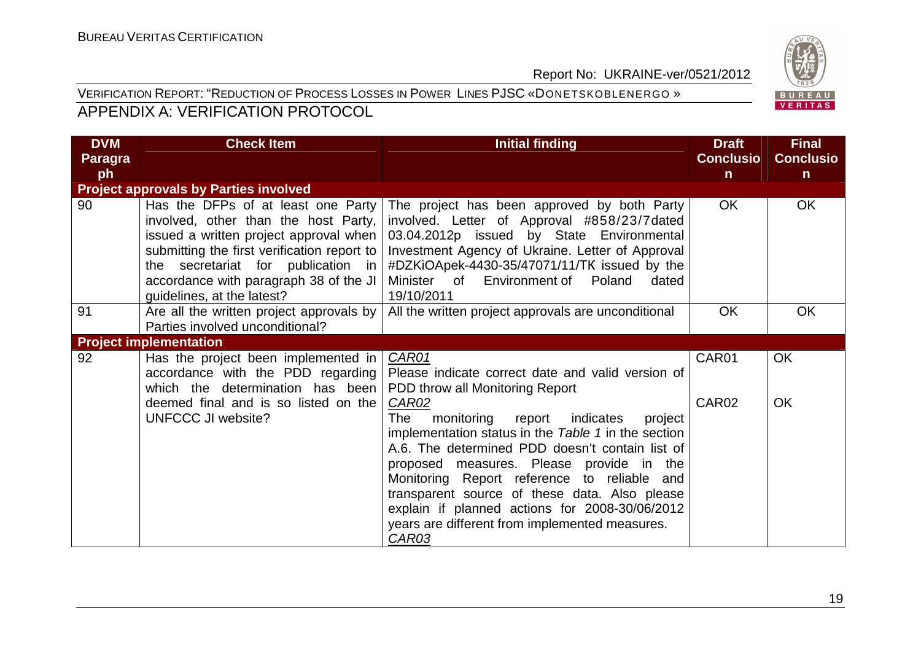## APPENDIX A: VERIFICATION PROTOCOL

| DVM Paragraph | Check Item | Initial finding | Draft Conclusion | Final Conclusion |
|---|---|---|---|---|
| **Project approvals by Parties involved** | | | | |
| 90 | Has the DFPs of at least one Party involved, other than the host Party, issued a written project approval when submitting the first verification report to the secretariat for publication in accordance with paragraph 38 of the JI guidelines, at the latest? | The project has been approved by both Party involved. Letter of Approval #858/23/7dated 03.04.2012p issued by State Environmental Investment Agency of Ukraine. Letter of Approval #DZKiOApek-4430-35/47071/11/TK issued by the Minister of Environment of Poland dated 19/10/2011 | OK | OK |
| 91 | Are all the written project approvals by Parties involved unconditional? | All the written project approvals are unconditional | OK | OK |
| **Project implementation** | | | | |
| 92 | Has the project been implemented in accordance with the PDD regarding which the determination has been deemed final and is so listed on the UNFCCC JI website? | _CAR01_<br>Please indicate correct date and valid version of PDD throw all Monitoring Report<br>_CAR02_<br>The monitoring report indicates project implementation status in the _Table 1_ in the section A.6. The determined PDD doesn't contain list of proposed measures. Please provide in the Monitoring Report reference to reliable and transparent source of these data. Also please explain if planned actions for 2008-30/06/2012 years are different from implemented measures.<br>_CAR03_ | CAR01<br><br><br>CAR02 | OK<br><br><br>OK |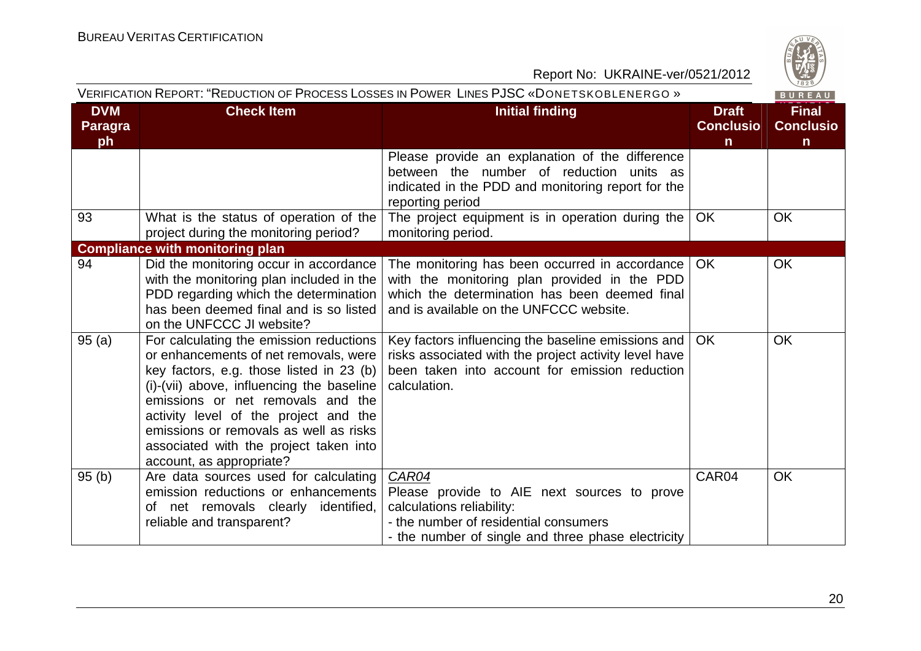| DVM Paragraph | Check Item | Initial finding | Draft Conclusion | Final Conclusion |
|---|---|---|---|---|
| | | Please provide an explanation of the difference between the number of reduction units as indicated in the PDD and monitoring report for the reporting period | | |
| 93 | What is the status of operation of the project during the monitoring period? | The project equipment is in operation during the monitoring period. | OK | OK |
| **Compliance with monitoring plan** | | | | |
| 94 | Did the monitoring occur in accordance with the monitoring plan included in the PDD regarding which the determination has been deemed final and is so listed on the UNFCCC JI website? | The monitoring has been occurred in accordance with the monitoring plan provided in the PDD which the determination has been deemed final and is available on the UNFCCC website. | OK | OK |
| 95 (a) | For calculating the emission reductions or enhancements of net removals, were key factors, e.g. those listed in 23 (b) (i)-(vii) above, influencing the baseline emissions or net removals and the activity level of the project and the emissions or removals as well as risks associated with the project taken into account, as appropriate? | Key factors influencing the baseline emissions and risks associated with the project activity level have been taken into account for emission reduction calculation. | OK | OK |
| 95 (b) | Are data sources used for calculating emission reductions or enhancements of net removals clearly identified, reliable and transparent? | *CAR04*<br>Please provide to AIE next sources to prove calculations reliability:<br>- the number of residential consumers<br>- the number of single and three phase electricity | CAR04 | OK |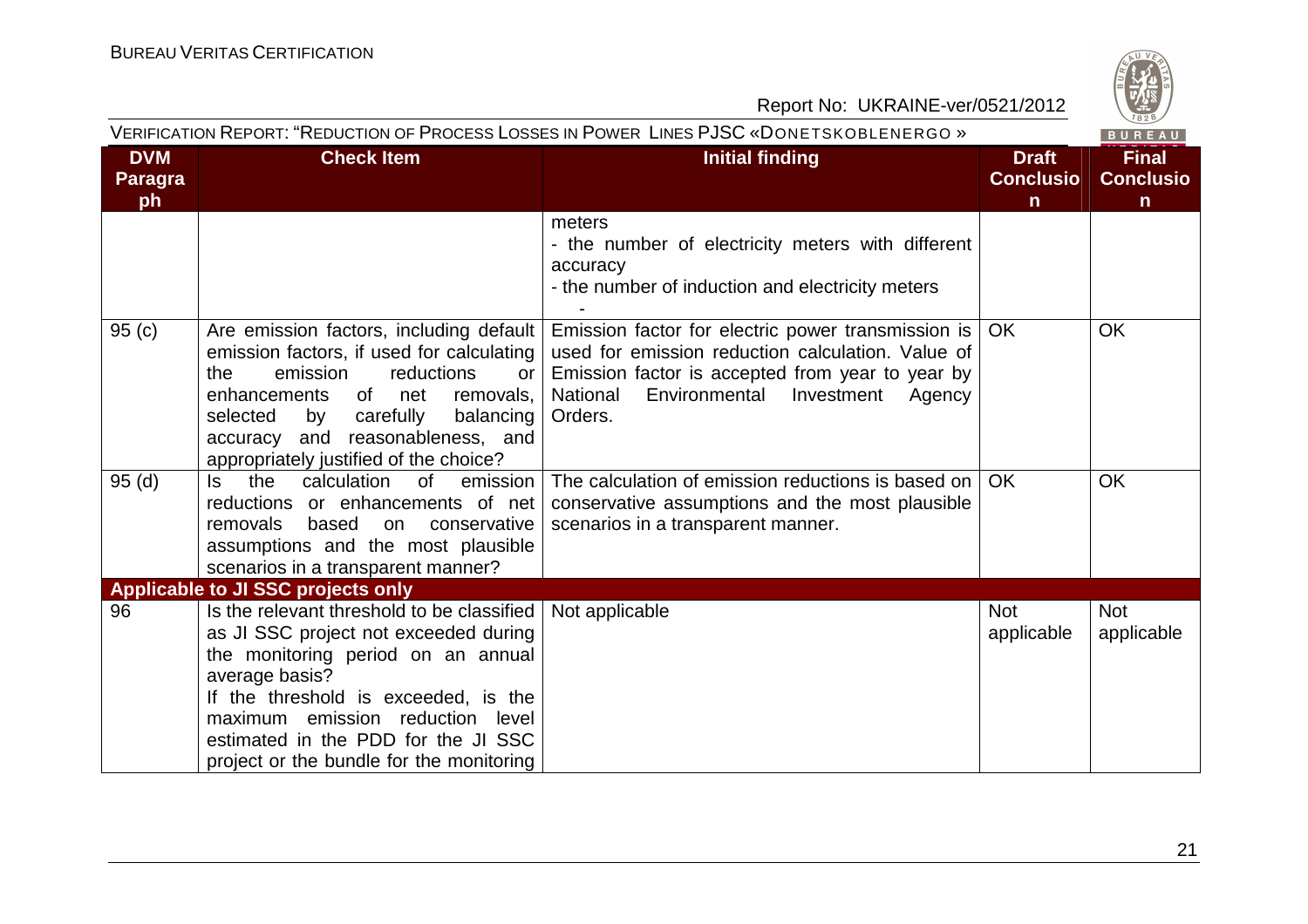| DVM Paragraph | Check Item | Initial finding | Draft Conclusion | Final Conclusion |
|---|---|---|---|---|
| | | meters<br>- the number of electricity meters with different accuracy<br>- the number of induction and electricity meters<br>- | | |
| 95 (c) | Are emission factors, including default emission factors, if used for calculating the emission reductions or enhancements of net removals, selected by carefully balancing accuracy and reasonableness, and appropriately justified of the choice? | Emission factor for electric power transmission is used for emission reduction calculation. Value of Emission factor is accepted from year to year by National Environmental Investment Agency Orders. | OK | OK |
| 95 (d) | Is the calculation of emission reductions or enhancements of net removals based on conservative assumptions and the most plausible scenarios in a transparent manner? | The calculation of emission reductions is based on conservative assumptions and the most plausible scenarios in a transparent manner. | OK | OK |
| **Applicable to JI SSC projects only** | | | | |
| 96 | Is the relevant threshold to be classified as JI SSC project not exceeded during the monitoring period on an annual average basis?<br>If the threshold is exceeded, is the maximum emission reduction level estimated in the PDD for the JI SSC project or the bundle for the monitoring | Not applicable | Not applicable | Not applicable |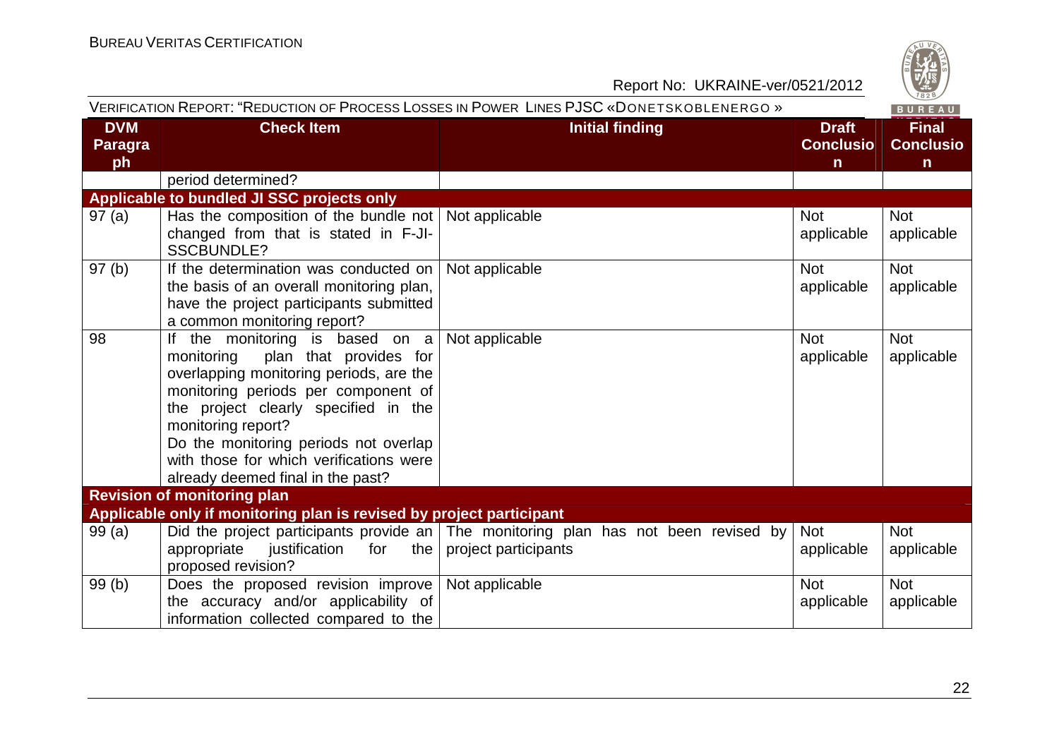| DVM Paragraph | Check Item | Initial finding | Draft Conclusion | Final Conclusion |
|---|---|---|---|---|
| | period determined? | | | |
| **Applicable to bundled JI SSC projects only** | | | | |
| 97 (a) | Has the composition of the bundle not changed from that is stated in F-JI-SSCBUNDLE? | Not applicable | Not applicable | Not applicable |
| 97 (b) | If the determination was conducted on the basis of an overall monitoring plan, have the project participants submitted a common monitoring report? | Not applicable | Not applicable | Not applicable |
| 98 | If the monitoring is based on a monitoring plan that provides for overlapping monitoring periods, are the monitoring periods per component of the project clearly specified in the monitoring report? Do the monitoring periods not overlap with those for which verifications were already deemed final in the past? | Not applicable | Not applicable | Not applicable |
| **Revision of monitoring plan** | | | | |
| **Applicable only if monitoring plan is revised by project participant** | | | | |
| 99 (a) | Did the project participants provide an appropriate justification for the proposed revision? | The monitoring plan has not been revised by project participants | Not applicable | Not applicable |
| 99 (b) | Does the proposed revision improve the accuracy and/or applicability of information collected compared to the | Not applicable | Not applicable | Not applicable |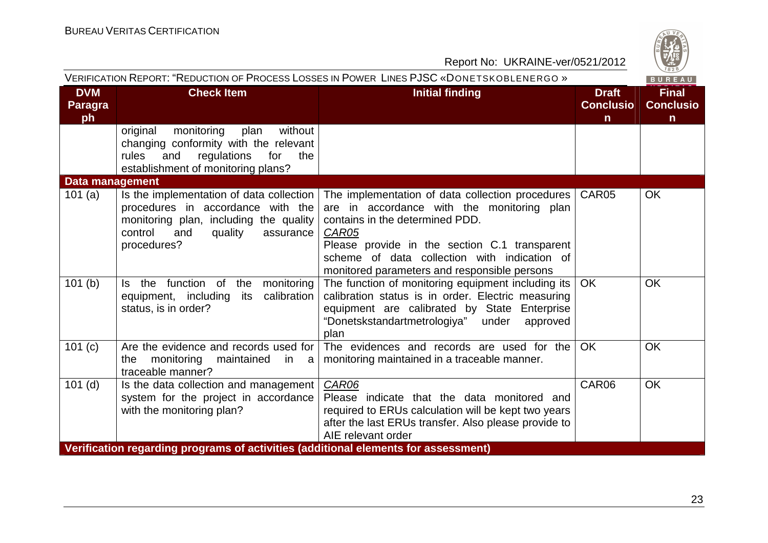| DVM Paragraph | Check Item | Initial finding | Draft Conclusion | Final Conclusion |
|---|---|---|---|---|
| | original monitoring plan without changing conformity with the relevant rules and regulations for the establishment of monitoring plans? | | | |
| **Data management** | | | | |
| 101 (a) | Is the implementation of data collection procedures in accordance with the monitoring plan, including the quality control and quality assurance procedures? | The implementation of data collection procedures are in accordance with the monitoring plan contains in the determined PDD.<br>*CAR05*<br>Please provide in the section C.1 transparent scheme of data collection with indication of monitored parameters and responsible persons | CAR05 | OK |
| 101 (b) | Is the function of the monitoring equipment, including its calibration status, is in order? | The function of monitoring equipment including its calibration status is in order. Electric measuring equipment are calibrated by State Enterprise "Donetskstandartmetrologiya" under approved plan | OK | OK |
| 101 (c) | Are the evidence and records used for the monitoring maintained in a traceable manner? | The evidences and records are used for the monitoring maintained in a traceable manner. | OK | OK |
| 101 (d) | Is the data collection and management system for the project in accordance with the monitoring plan? | *CAR06*<br>Please indicate that the data monitored and required to ERUs calculation will be kept two years after the last ERUs transfer. Also please provide to AIE relevant order | CAR06 | OK |
| **Verification regarding programs of activities (additional elements for assessment)** | | | | |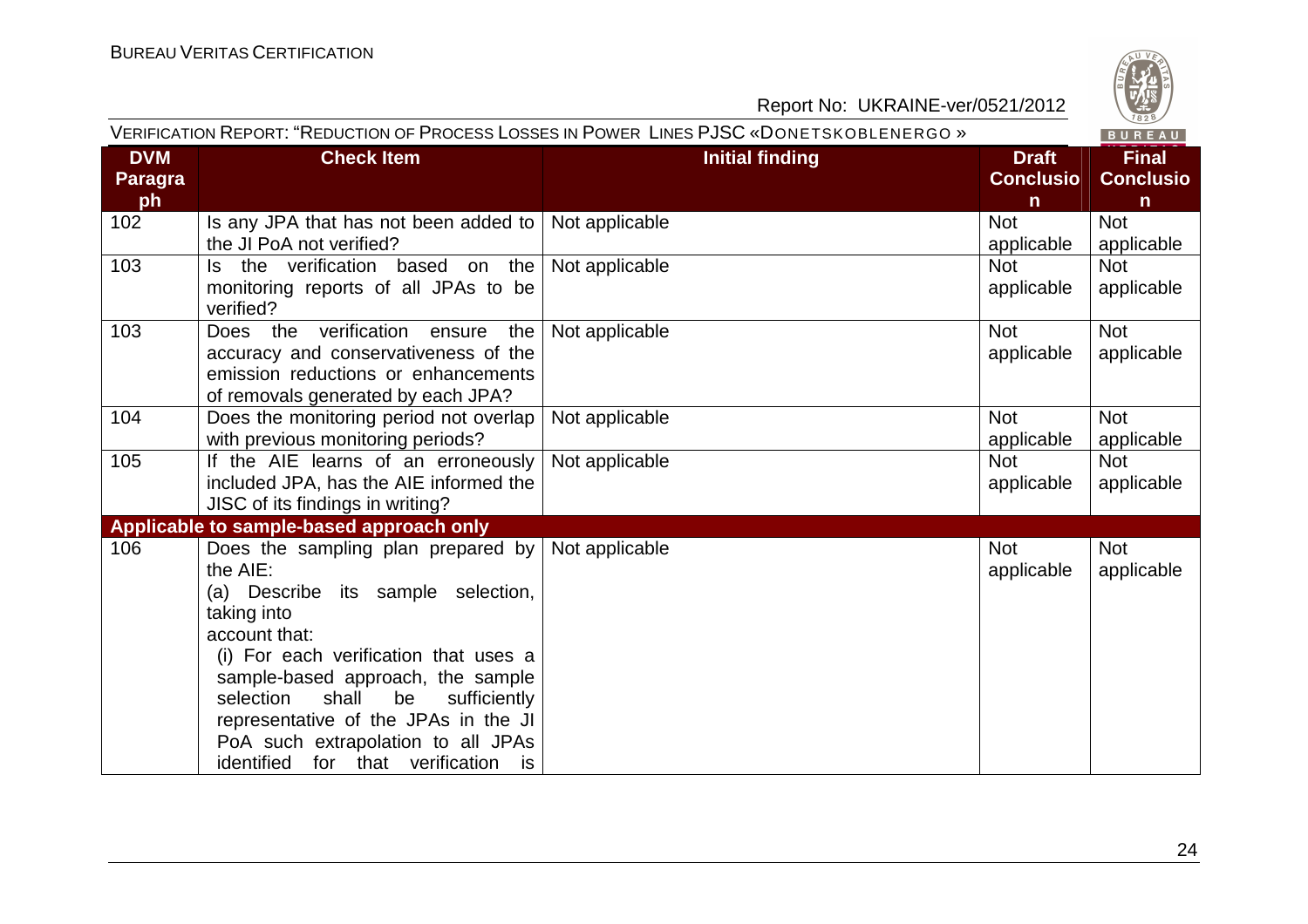| DVM Paragraph | Check Item | Initial finding | Draft Conclusion | Final Conclusion |
|---|---|---|---|---|
| 102 | Is any JPA that has not been added to the JI PoA not verified? | Not applicable | Not applicable | Not applicable |
| 103 | Is the verification based on the monitoring reports of all JPAs to be verified? | Not applicable | Not applicable | Not applicable |
| 103 | Does the verification ensure the accuracy and conservativeness of the emission reductions or enhancements of removals generated by each JPA? | Not applicable | Not applicable | Not applicable |
| 104 | Does the monitoring period not overlap with previous monitoring periods? | Not applicable | Not applicable | Not applicable |
| 105 | If the AIE learns of an erroneously included JPA, has the AIE informed the JISC of its findings in writing? | Not applicable | Not applicable | Not applicable |
| **Applicable to sample-based approach only** | | | | |
| 106 | Does the sampling plan prepared by the AIE:<br>(a) Describe its sample selection, taking into account that:<br>(i) For each verification that uses a sample-based approach, the sample selection shall be sufficiently representative of the JPAs in the JI PoA such extrapolation to all JPAs identified for that verification is | Not applicable | Not applicable | Not applicable |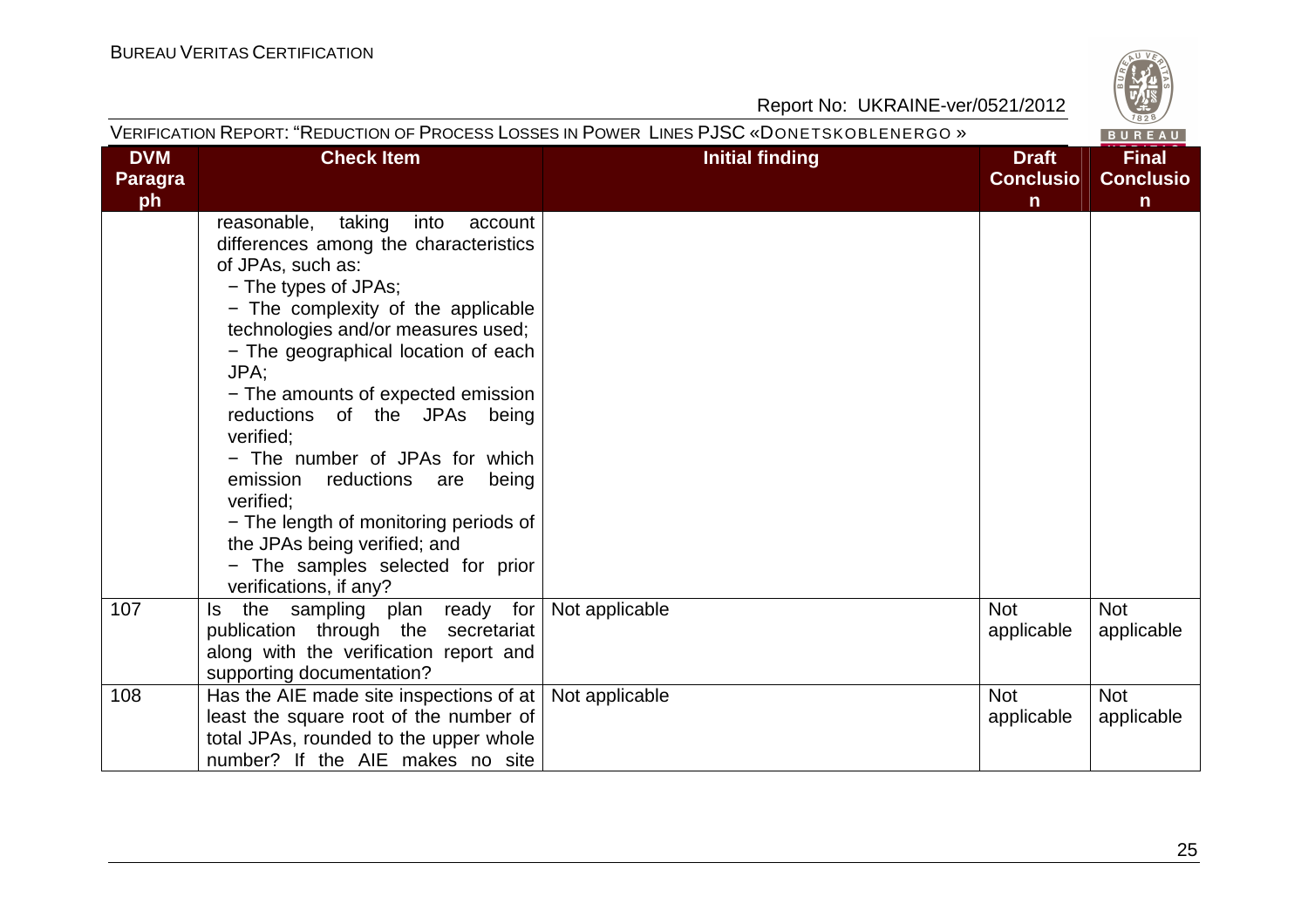| DVM Paragraph | Check Item | Initial finding | Draft Conclusion | Final Conclusion |
|---|---|---|---|---|
| | reasonable, taking into account differences among the characteristics of JPAs, such as:<br>− The types of JPAs;<br>− The complexity of the applicable technologies and/or measures used;<br>− The geographical location of each JPA;<br>− The amounts of expected emission reductions of the JPAs being verified;<br>− The number of JPAs for which emission reductions are being verified;<br>− The length of monitoring periods of the JPAs being verified; and<br>− The samples selected for prior verifications, if any? | | | |
| 107 | Is the sampling plan ready for publication through the secretariat along with the verification report and supporting documentation? | Not applicable | Not applicable | Not applicable |
| 108 | Has the AIE made site inspections of at least the square root of the number of total JPAs, rounded to the upper whole number? If the AIE makes no site | Not applicable | Not applicable | Not applicable |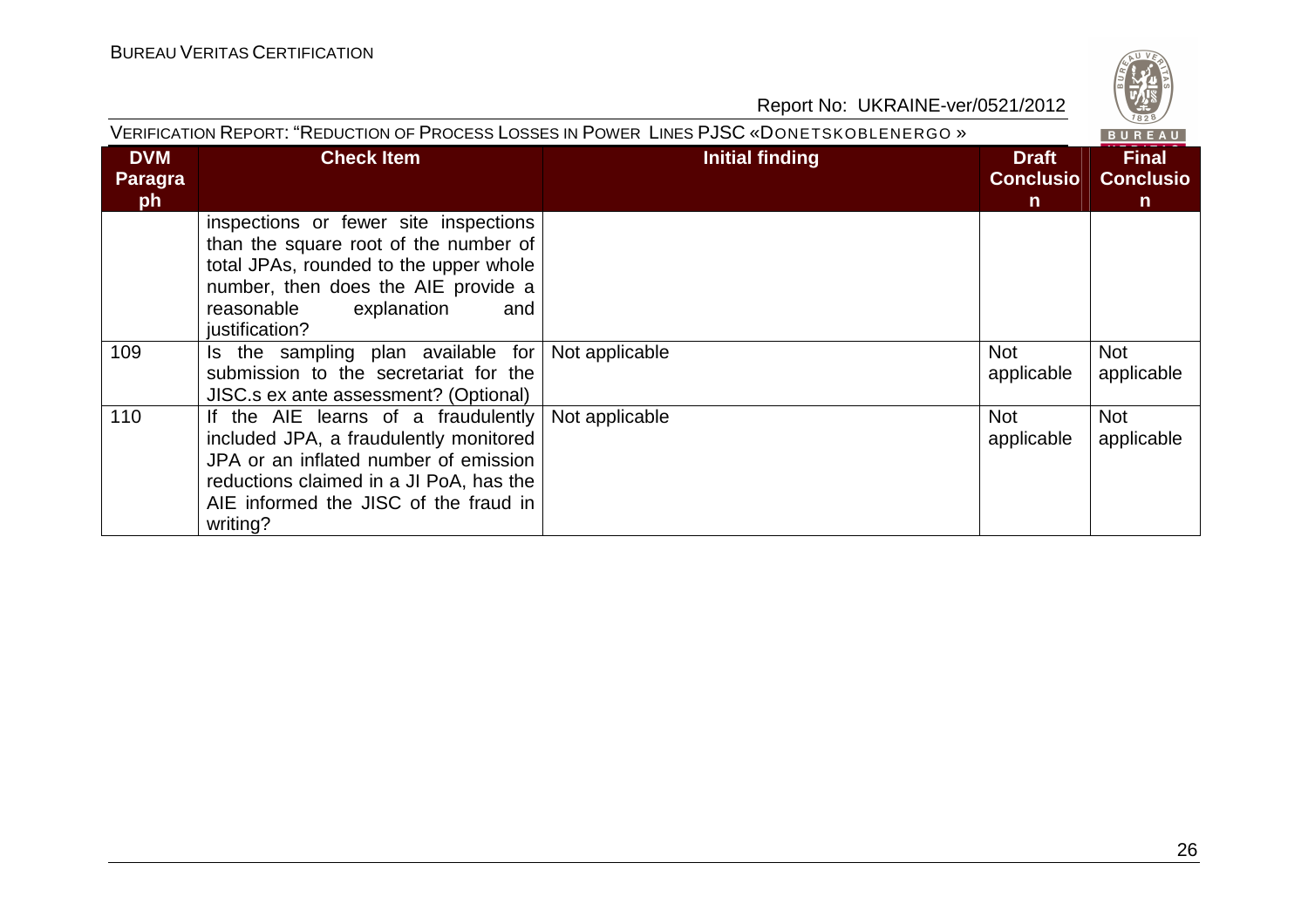| DVM Paragraph | Check Item | Initial finding | Draft Conclusion | Final Conclusion |
|---|---|---|---|---|
| | inspections or fewer site inspections than the square root of the number of total JPAs, rounded to the upper whole number, then does the AIE provide a reasonable explanation and justification? | | | |
| 109 | Is the sampling plan available for submission to the secretariat for the JISC.s ex ante assessment? (Optional) | Not applicable | Not applicable | Not applicable |
| 110 | If the AIE learns of a fraudulently included JPA, a fraudulently monitored JPA or an inflated number of emission reductions claimed in a JI PoA, has the AIE informed the JISC of the fraud in writing? | Not applicable | Not applicable | Not applicable |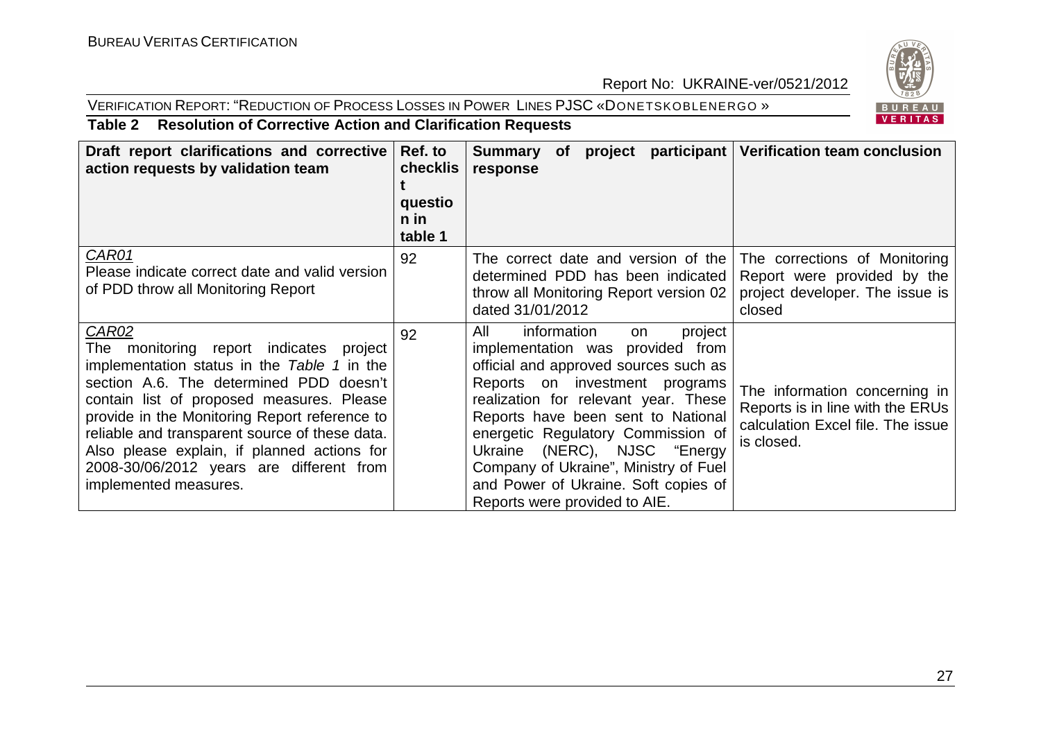**Table 2 Resolution of Corrective Action and Clarification Requests**

| Draft report clarifications and corrective action requests by validation team | Ref. to checklist question in table 1 | Summary of project participant response | Verification team conclusion |
|---|---|---|---|
| *CAR01*<br>Please indicate correct date and valid version of PDD throw all Monitoring Report | 92 | The correct date and version of the determined PDD has been indicated throw all Monitoring Report version 02 dated 31/01/2012 | The corrections of Monitoring Report were provided by the project developer. The issue is closed |
| *CAR02*<br>The monitoring report indicates project implementation status in the *Table 1* in the section A.6. The determined PDD doesn't contain list of proposed measures. Please provide in the Monitoring Report reference to reliable and transparent source of these data. Also please explain, if planned actions for 2008-30/06/2012 years are different from implemented measures. | 92 | All information on project implementation was provided from official and approved sources such as Reports on investment programs realization for relevant year. These Reports have been sent to National energetic Regulatory Commission of Ukraine (NERC), NJSC "Energy Company of Ukraine", Ministry of Fuel and Power of Ukraine. Soft copies of Reports were provided to AIE. | The information concerning in Reports is in line with the ERUs calculation Excel file. The issue is closed. |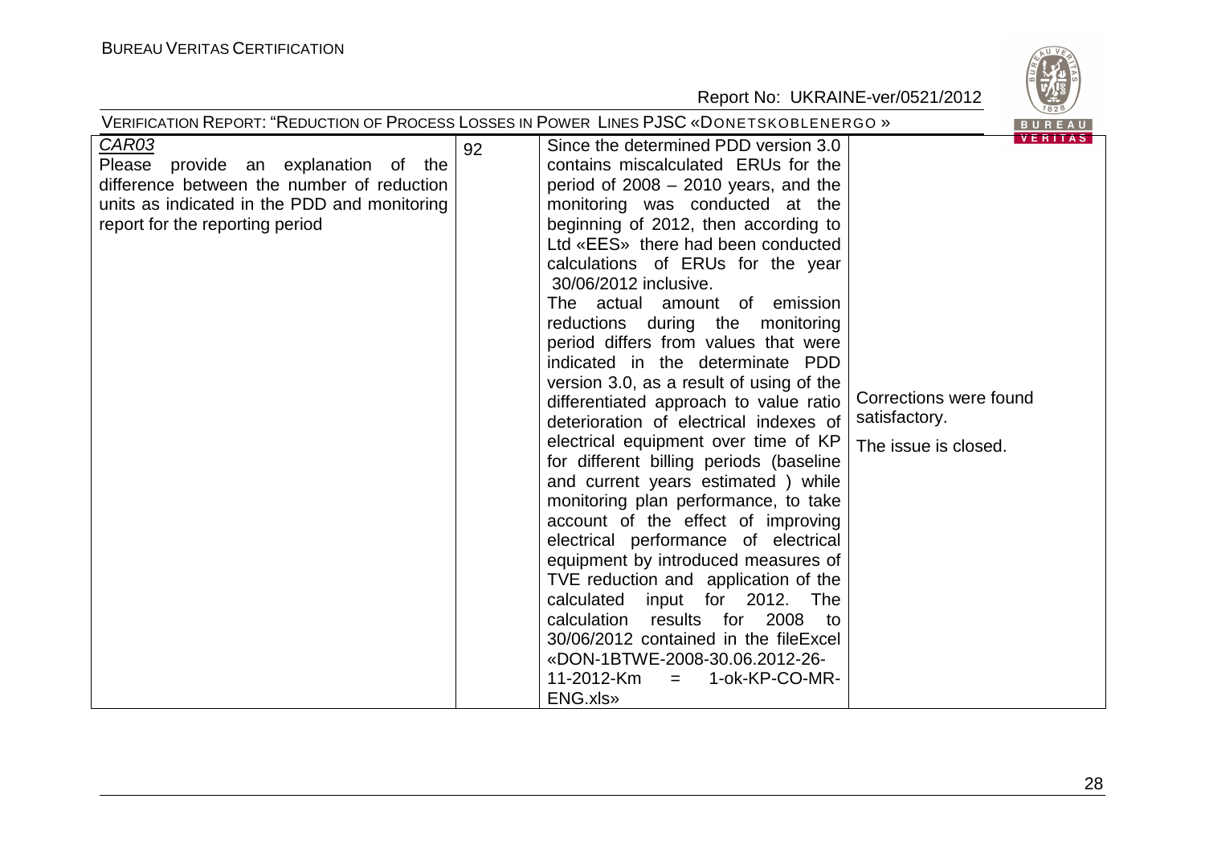| | | | |
|---|---|---|---|
| *CAR03* Please provide an explanation of the difference between the number of reduction units as indicated in the PDD and monitoring report for the reporting period | 92 | Since the determined PDD version 3.0 contains miscalculated ERUs for the period of 2008 – 2010 years, and the monitoring was conducted at the beginning of 2012, then according to Ltd «EES» there had been conducted calculations of ERUs for the year 30/06/2012 inclusive.<br>The actual amount of emission reductions during the monitoring period differs from values that were indicated in the determinate PDD version 3.0, as a result of using of the differentiated approach to value ratio deterioration of electrical indexes of electrical equipment over time of KP for different billing periods (baseline and current years estimated ) while monitoring plan performance, to take account of the effect of improving electrical performance of electrical equipment by introduced measures of TVE reduction and application of the calculated input for 2012. The calculation results for 2008 to 30/06/2012 contained in the fileExcel «DON-1BTWE-2008-30.06.2012-26-11-2012-Km = 1-ok-KP-CO-MR-ENG.xls» | Corrections were found satisfactory.<br>The issue is closed. |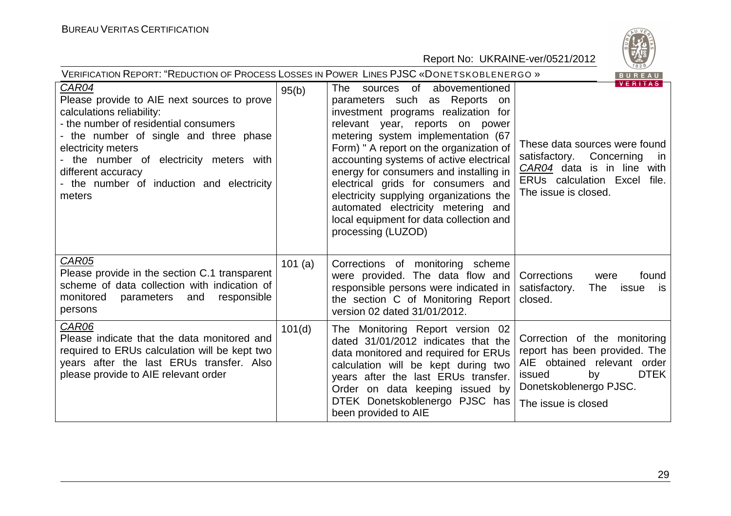| | | | |
|---|---|---|---|
| *CAR04*<br>Please provide to AIE next sources to prove calculations reliability:<br>- the number of residential consumers<br>- the number of single and three phase electricity meters<br>- the number of electricity meters with different accuracy<br>- the number of induction and electricity meters | 95(b) | The sources of abovementioned parameters such as Reports on investment programs realization for relevant year, reports on power metering system implementation (67 Form) " A report on the organization of accounting systems of active electrical energy for consumers and installing in electrical grids for consumers and electricity supplying organizations the automated electricity metering and local equipment for data collection and processing (LUZOD) | These data sources were found satisfactory. Concerning in *CAR04* data is in line with ERUs calculation Excel file. The issue is closed. |
| *CAR05*<br>Please provide in the section C.1 transparent scheme of data collection with indication of monitored parameters and responsible persons | 101 (a) | Corrections of monitoring scheme were provided. The data flow and responsible persons were indicated in the section C of Monitoring Report version 02 dated 31/01/2012. | Corrections were found satisfactory. The issue is closed. |
| *CAR06*<br>Please indicate that the data monitored and required to ERUs calculation will be kept two years after the last ERUs transfer. Also please provide to AIE relevant order | 101(d) | The Monitoring Report version 02 dated 31/01/2012 indicates that the data monitored and required for ERUs calculation will be kept during two years after the last ERUs transfer. Order on data keeping issued by DTEK Donetskoblenergo PJSC has been provided to AIE | Correction of the monitoring report has been provided. The AIE obtained relevant order issued by DTEK Donetskoblenergo PJSC.<br>The issue is closed |